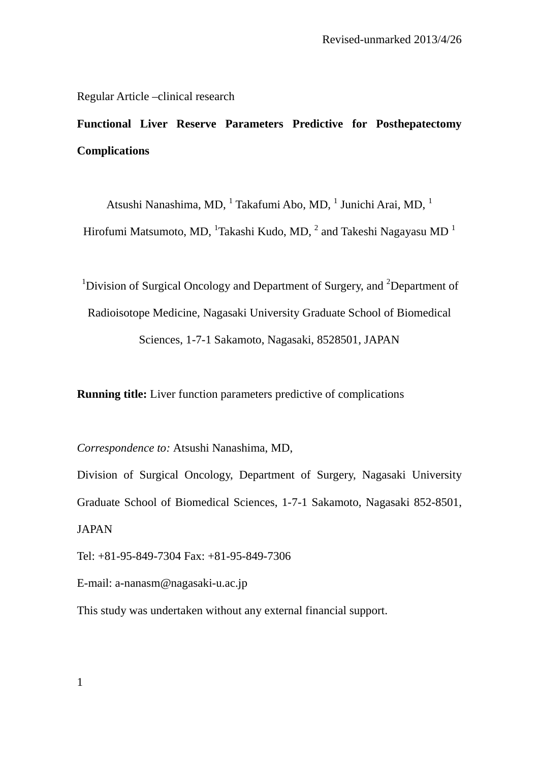Revised-unmarked 2013/4/26

Regular Article –clinical research

# Functional Liver Reserve Parameters Predictive for Posthepatectomy Complications

Atsushi Nanashima, MD, [1] Takafumi Abo, MD, [1] Junichi Arai, MD, [1] Hirofumi Matsumoto, MD, [1] Takashi Kudo, MD, [2] and Takeshi Nagayasu MD [1]

[1]Division of Surgical Oncology and Department of Surgery, and [2]Department of Radioisotope Medicine, Nagasaki University Graduate School of Biomedical Sciences, 1-7-1 Sakamoto, Nagasaki, 8528501, JAPAN

**Running title:** Liver function parameters predictive of complications

*Correspondence to:* Atsushi Nanashima, MD,

Division of Surgical Oncology, Department of Surgery, Nagasaki University Graduate School of Biomedical Sciences, 1-7-1 Sakamoto, Nagasaki 852-8501, JAPAN

Tel: +81-95-849-7304 Fax: +81-95-849-7306

E-mail: a-nanasm@nagasaki-u.ac.jp

This study was undertaken without any external financial support.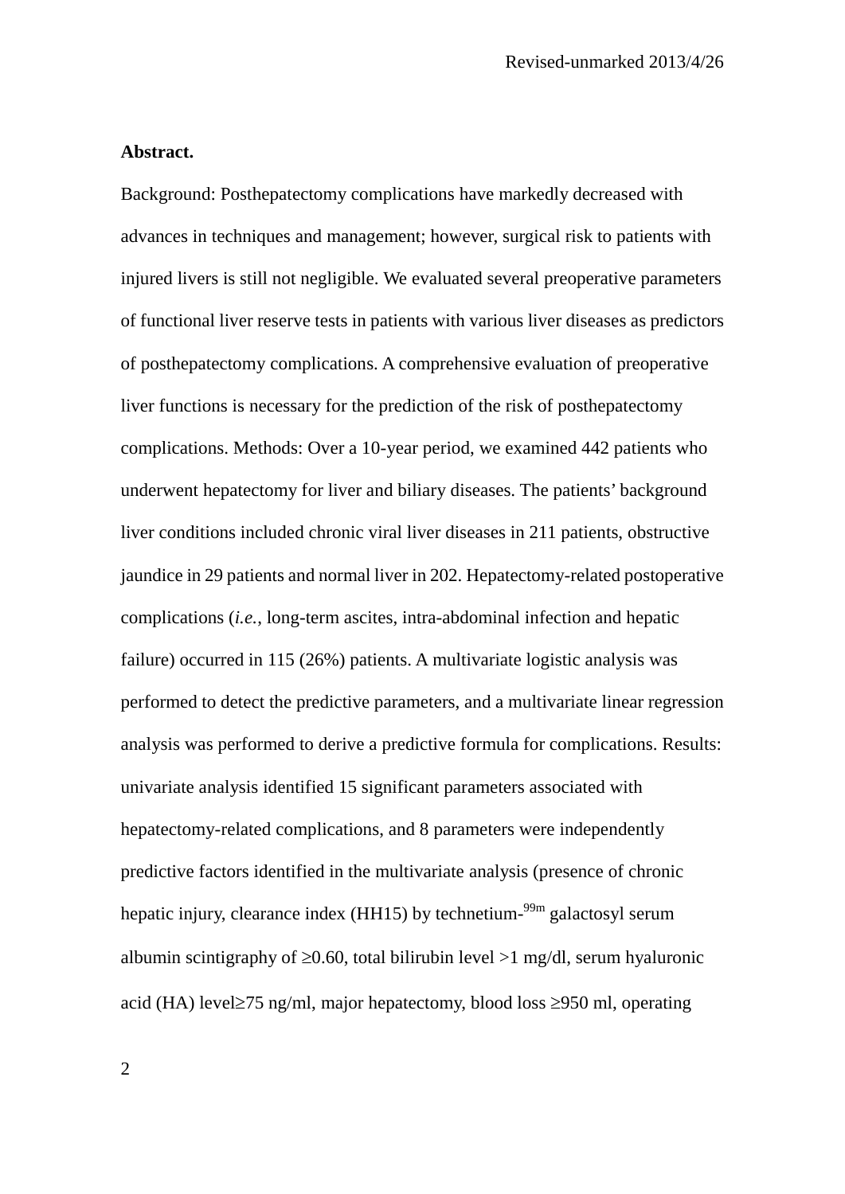**Abstract.**

Background: Posthepatectomy complications have markedly decreased with advances in techniques and management; however, surgical risk to patients with injured livers is still not negligible. We evaluated several preoperative parameters of functional liver reserve tests in patients with various liver diseases as predictors of posthepatectomy complications. A comprehensive evaluation of preoperative liver functions is necessary for the prediction of the risk of posthepatectomy complications. Methods: Over a 10-year period, we examined 442 patients who underwent hepatectomy for liver and biliary diseases. The patients' background liver conditions included chronic viral liver diseases in 211 patients, obstructive jaundice in 29 patients and normal liver in 202. Hepatectomy-related postoperative complications (*i.e.*, long-term ascites, intra-abdominal infection and hepatic failure) occurred in 115 (26%) patients. A multivariate logistic analysis was performed to detect the predictive parameters, and a multivariate linear regression analysis was performed to derive a predictive formula for complications. Results: univariate analysis identified 15 significant parameters associated with hepatectomy-related complications, and 8 parameters were independently predictive factors identified in the multivariate analysis (presence of chronic hepatic injury, clearance index (HH15) by technetium-$^{99m}$ galactosyl serum albumin scintigraphy of ≥0.60, total bilirubin level >1 mg/dl, serum hyaluronic acid (HA) level≥75 ng/ml, major hepatectomy, blood loss ≥950 ml, operating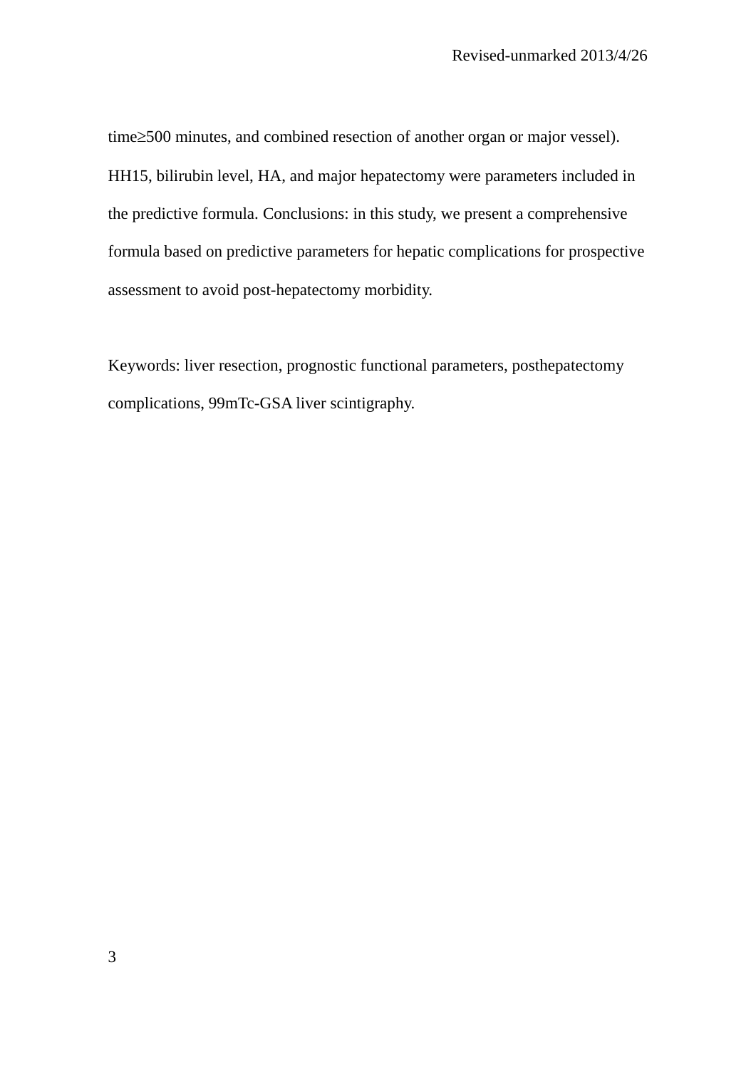time≥500 minutes, and combined resection of another organ or major vessel). HH15, bilirubin level, HA, and major hepatectomy were parameters included in the predictive formula. Conclusions: in this study, we present a comprehensive formula based on predictive parameters for hepatic complications for prospective assessment to avoid post-hepatectomy morbidity.

Keywords: liver resection, prognostic functional parameters, posthepatectomy complications, 99mTc-GSA liver scintigraphy.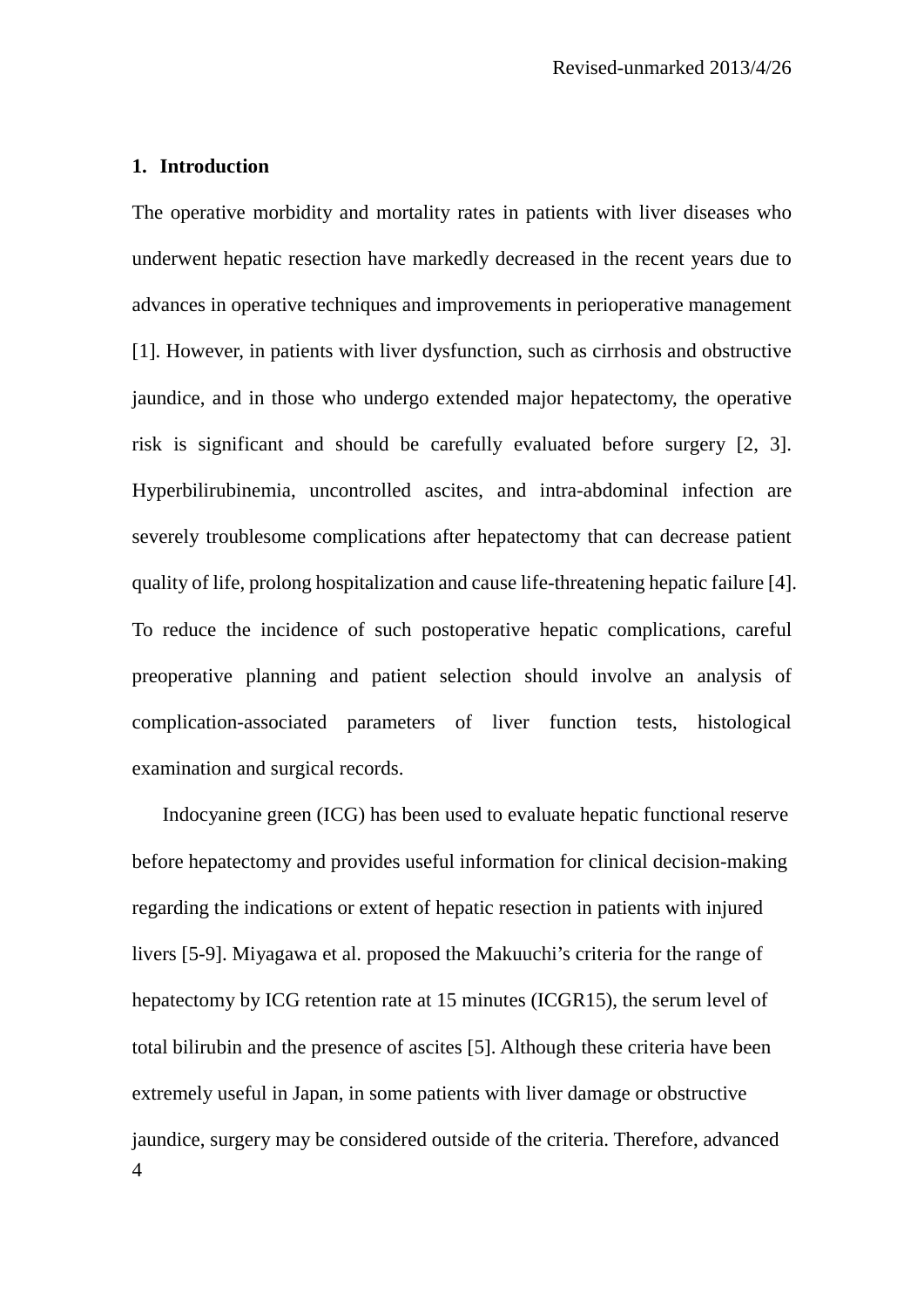## 1. Introduction

The operative morbidity and mortality rates in patients with liver diseases who underwent hepatic resection have markedly decreased in the recent years due to advances in operative techniques and improvements in perioperative management [1]. However, in patients with liver dysfunction, such as cirrhosis and obstructive jaundice, and in those who undergo extended major hepatectomy, the operative risk is significant and should be carefully evaluated before surgery [2, 3]. Hyperbilirubinemia, uncontrolled ascites, and intra-abdominal infection are severely troublesome complications after hepatectomy that can decrease patient quality of life, prolong hospitalization and cause life-threatening hepatic failure [4]. To reduce the incidence of such postoperative hepatic complications, careful preoperative planning and patient selection should involve an analysis of complication-associated parameters of liver function tests, histological examination and surgical records.

Indocyanine green (ICG) has been used to evaluate hepatic functional reserve before hepatectomy and provides useful information for clinical decision-making regarding the indications or extent of hepatic resection in patients with injured livers [5-9]. Miyagawa et al. proposed the Makuuchi's criteria for the range of hepatectomy by ICG retention rate at 15 minutes (ICGR15), the serum level of total bilirubin and the presence of ascites [5]. Although these criteria have been extremely useful in Japan, in some patients with liver damage or obstructive jaundice, surgery may be considered outside of the criteria. Therefore, advanced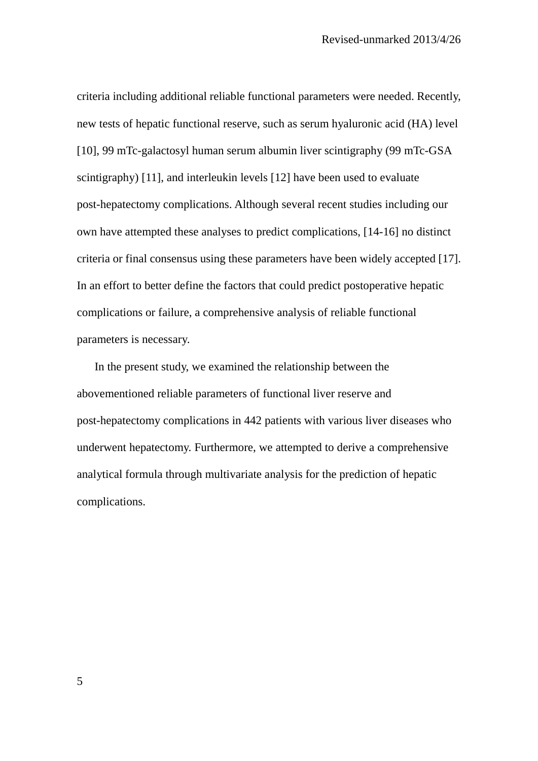criteria including additional reliable functional parameters were needed. Recently, new tests of hepatic functional reserve, such as serum hyaluronic acid (HA) level [10], 99 mTc-galactosyl human serum albumin liver scintigraphy (99 mTc-GSA scintigraphy) [11], and interleukin levels [12] have been used to evaluate post-hepatectomy complications. Although several recent studies including our own have attempted these analyses to predict complications, [14-16] no distinct criteria or final consensus using these parameters have been widely accepted [17]. In an effort to better define the factors that could predict postoperative hepatic complications or failure, a comprehensive analysis of reliable functional parameters is necessary.

In the present study, we examined the relationship between the abovementioned reliable parameters of functional liver reserve and post-hepatectomy complications in 442 patients with various liver diseases who underwent hepatectomy. Furthermore, we attempted to derive a comprehensive analytical formula through multivariate analysis for the prediction of hepatic complications.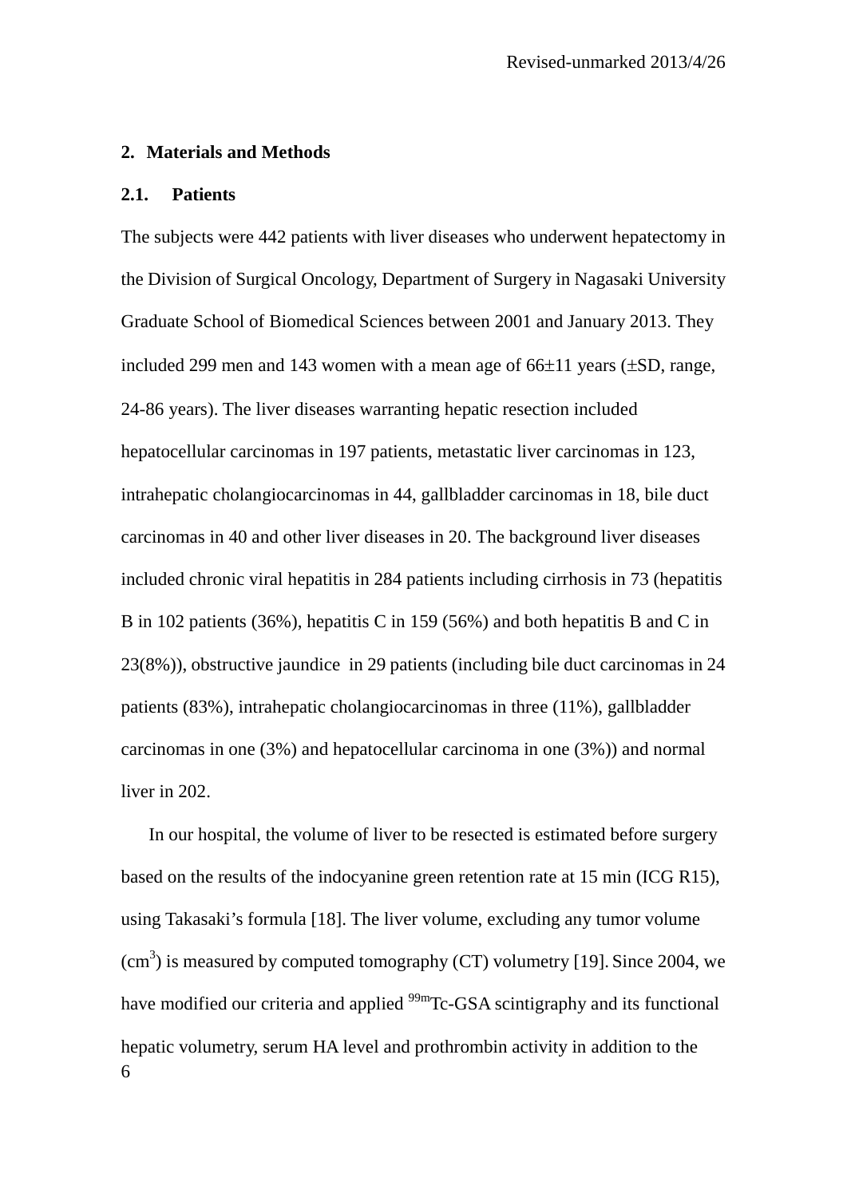## 2. Materials and Methods

### 2.1. Patients

The subjects were 442 patients with liver diseases who underwent hepatectomy in the Division of Surgical Oncology, Department of Surgery in Nagasaki University Graduate School of Biomedical Sciences between 2001 and January 2013. They included 299 men and 143 women with a mean age of 66±11 years (±SD, range, 24-86 years). The liver diseases warranting hepatic resection included hepatocellular carcinomas in 197 patients, metastatic liver carcinomas in 123, intrahepatic cholangiocarcinomas in 44, gallbladder carcinomas in 18, bile duct carcinomas in 40 and other liver diseases in 20. The background liver diseases included chronic viral hepatitis in 284 patients including cirrhosis in 73 (hepatitis B in 102 patients (36%), hepatitis C in 159 (56%) and both hepatitis B and C in 23(8%)), obstructive jaundice in 29 patients (including bile duct carcinomas in 24 patients (83%), intrahepatic cholangiocarcinomas in three (11%), gallbladder carcinomas in one (3%) and hepatocellular carcinoma in one (3%)) and normal liver in 202.

In our hospital, the volume of liver to be resected is estimated before surgery based on the results of the indocyanine green retention rate at 15 min (ICG R15), using Takasaki's formula [18]. The liver volume, excluding any tumor volume ($cm^3$) is measured by computed tomography (CT) volumetry [19]. Since 2004, we have modified our criteria and applied $^{99m}$Tc-GSA scintigraphy and its functional hepatic volumetry, serum HA level and prothrombin activity in addition to the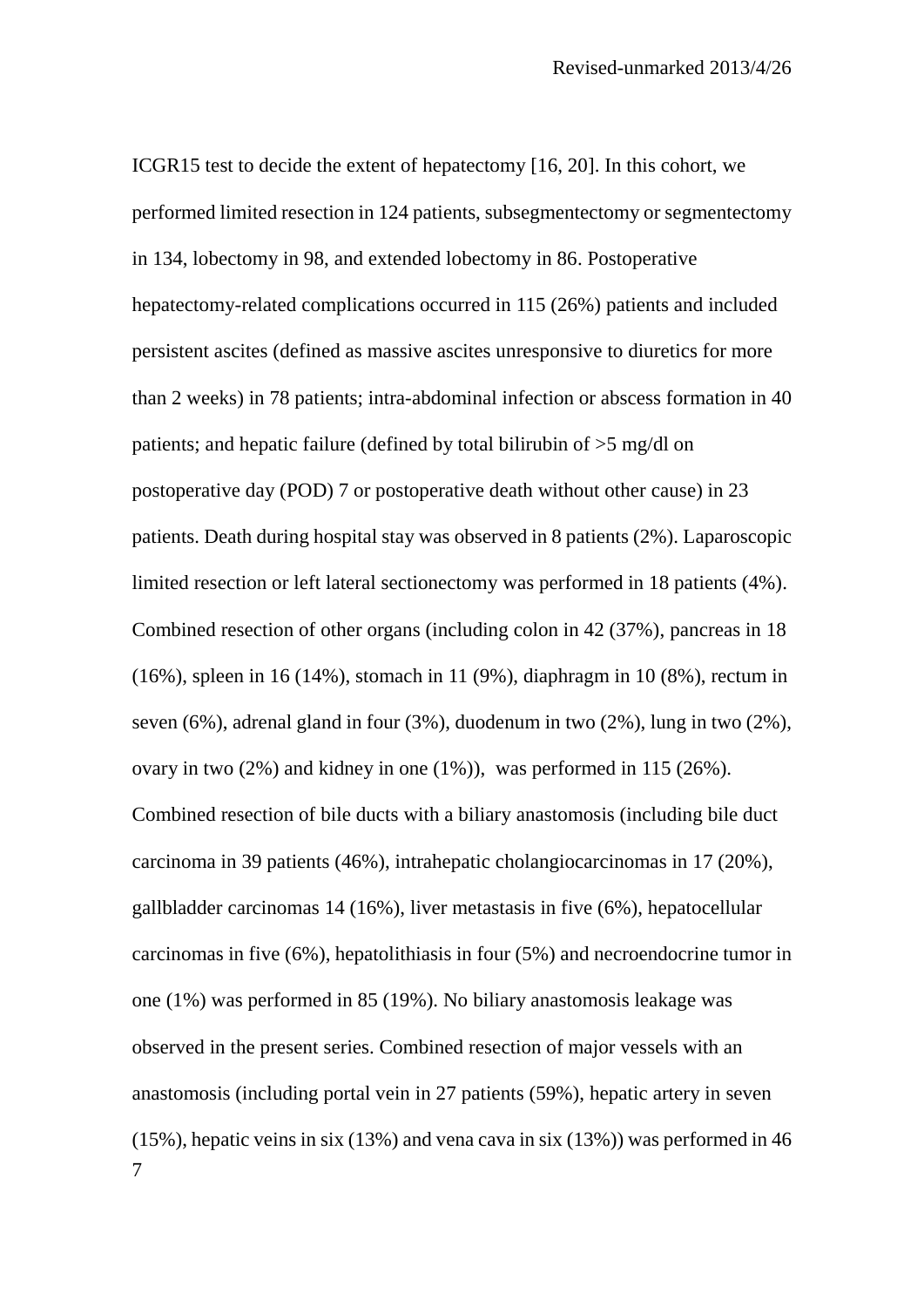ICGR15 test to decide the extent of hepatectomy [16, 20]. In this cohort, we performed limited resection in 124 patients, subsegmentectomy or segmentectomy in 134, lobectomy in 98, and extended lobectomy in 86. Postoperative hepatectomy-related complications occurred in 115 (26%) patients and included persistent ascites (defined as massive ascites unresponsive to diuretics for more than 2 weeks) in 78 patients; intra-abdominal infection or abscess formation in 40 patients; and hepatic failure (defined by total bilirubin of >5 mg/dl on postoperative day (POD) 7 or postoperative death without other cause) in 23 patients. Death during hospital stay was observed in 8 patients (2%). Laparoscopic limited resection or left lateral sectionectomy was performed in 18 patients (4%). Combined resection of other organs (including colon in 42 (37%), pancreas in 18 (16%), spleen in 16 (14%), stomach in 11 (9%), diaphragm in 10 (8%), rectum in seven (6%), adrenal gland in four (3%), duodenum in two (2%), lung in two (2%), ovary in two (2%) and kidney in one (1%)), was performed in 115 (26%). Combined resection of bile ducts with a biliary anastomosis (including bile duct carcinoma in 39 patients (46%), intrahepatic cholangiocarcinomas in 17 (20%), gallbladder carcinomas 14 (16%), liver metastasis in five (6%), hepatocellular carcinomas in five (6%), hepatolithiasis in four (5%) and necroendocrine tumor in one (1%) was performed in 85 (19%). No biliary anastomosis leakage was observed in the present series. Combined resection of major vessels with an anastomosis (including portal vein in 27 patients (59%), hepatic artery in seven (15%), hepatic veins in six (13%) and vena cava in six (13%)) was performed in 46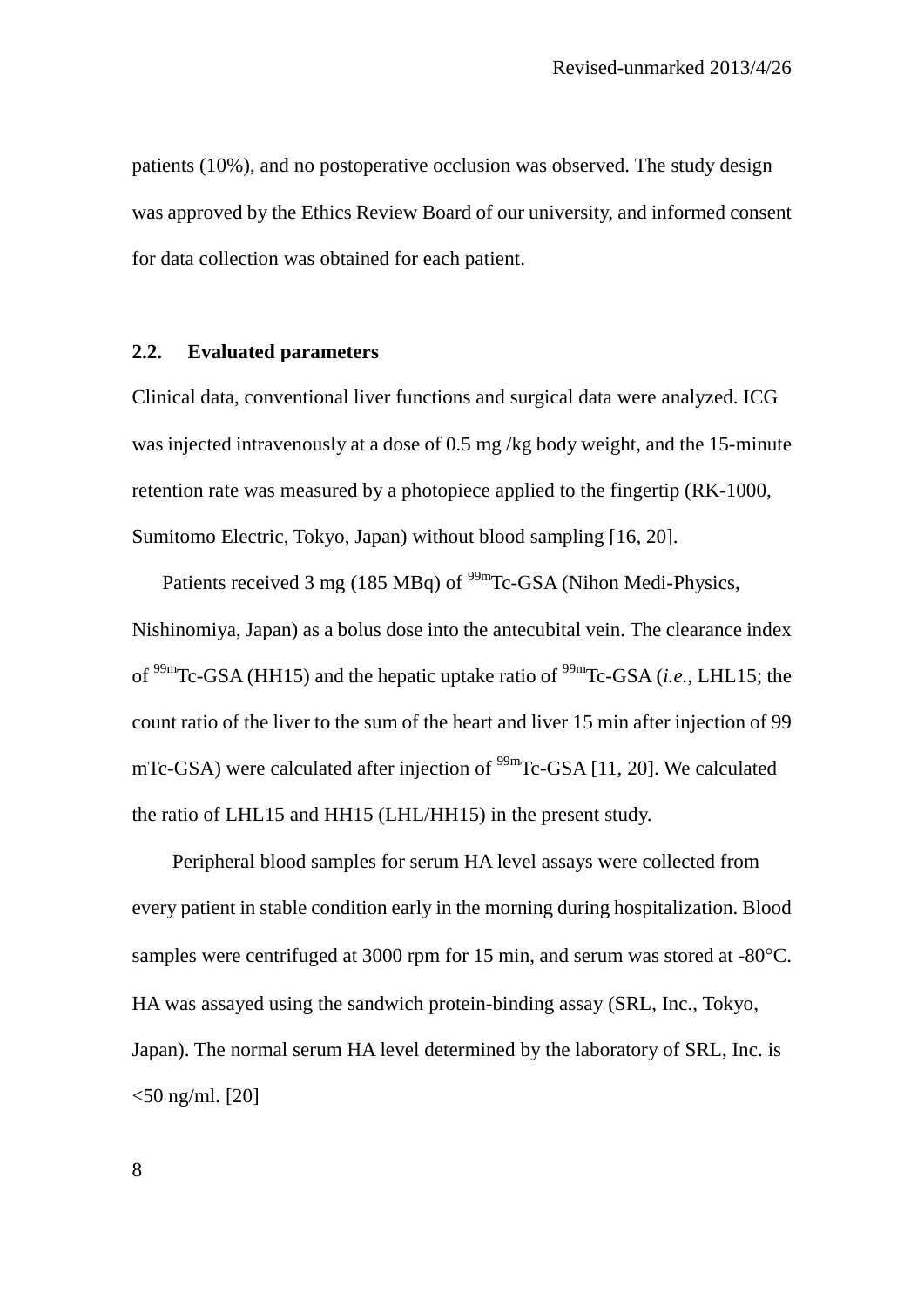patients (10%), and no postoperative occlusion was observed. The study design was approved by the Ethics Review Board of our university, and informed consent for data collection was obtained for each patient.

## 2.2. Evaluated parameters

Clinical data, conventional liver functions and surgical data were analyzed. ICG was injected intravenously at a dose of 0.5 mg /kg body weight, and the 15-minute retention rate was measured by a photopiece applied to the fingertip (RK-1000, Sumitomo Electric, Tokyo, Japan) without blood sampling [16, 20].

Patients received 3 mg (185 MBq) of $^{99m}$Tc-GSA (Nihon Medi-Physics, Nishinomiya, Japan) as a bolus dose into the antecubital vein. The clearance index of $^{99m}$Tc-GSA (HH15) and the hepatic uptake ratio of $^{99m}$Tc-GSA (*i.e.*, LHL15; the count ratio of the liver to the sum of the heart and liver 15 min after injection of 99 mTc-GSA) were calculated after injection of $^{99m}$Tc-GSA [11, 20]. We calculated the ratio of LHL15 and HH15 (LHL/HH15) in the present study.

Peripheral blood samples for serum HA level assays were collected from every patient in stable condition early in the morning during hospitalization. Blood samples were centrifuged at 3000 rpm for 15 min, and serum was stored at -80°C. HA was assayed using the sandwich protein-binding assay (SRL, Inc., Tokyo, Japan). The normal serum HA level determined by the laboratory of SRL, Inc. is <50 ng/ml. [20]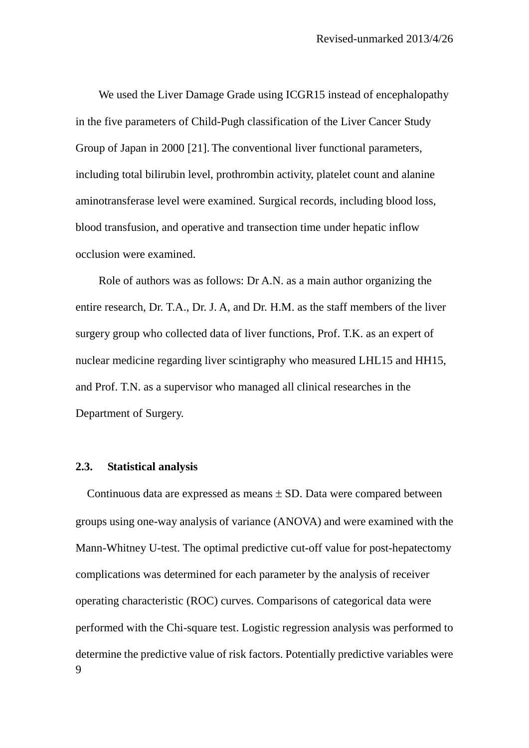We used the Liver Damage Grade using ICGR15 instead of encephalopathy in the five parameters of Child-Pugh classification of the Liver Cancer Study Group of Japan in 2000 [21]. The conventional liver functional parameters, including total bilirubin level, prothrombin activity, platelet count and alanine aminotransferase level were examined. Surgical records, including blood loss, blood transfusion, and operative and transection time under hepatic inflow occlusion were examined.

Role of authors was as follows: Dr A.N. as a main author organizing the entire research, Dr. T.A., Dr. J. A, and Dr. H.M. as the staff members of the liver surgery group who collected data of liver functions, Prof. T.K. as an expert of nuclear medicine regarding liver scintigraphy who measured LHL15 and HH15, and Prof. T.N. as a supervisor who managed all clinical researches in the Department of Surgery.

### 2.3. Statistical analysis

Continuous data are expressed as means ± SD. Data were compared between groups using one-way analysis of variance (ANOVA) and were examined with the Mann-Whitney U-test. The optimal predictive cut-off value for post-hepatectomy complications was determined for each parameter by the analysis of receiver operating characteristic (ROC) curves. Comparisons of categorical data were performed with the Chi-square test. Logistic regression analysis was performed to determine the predictive value of risk factors. Potentially predictive variables were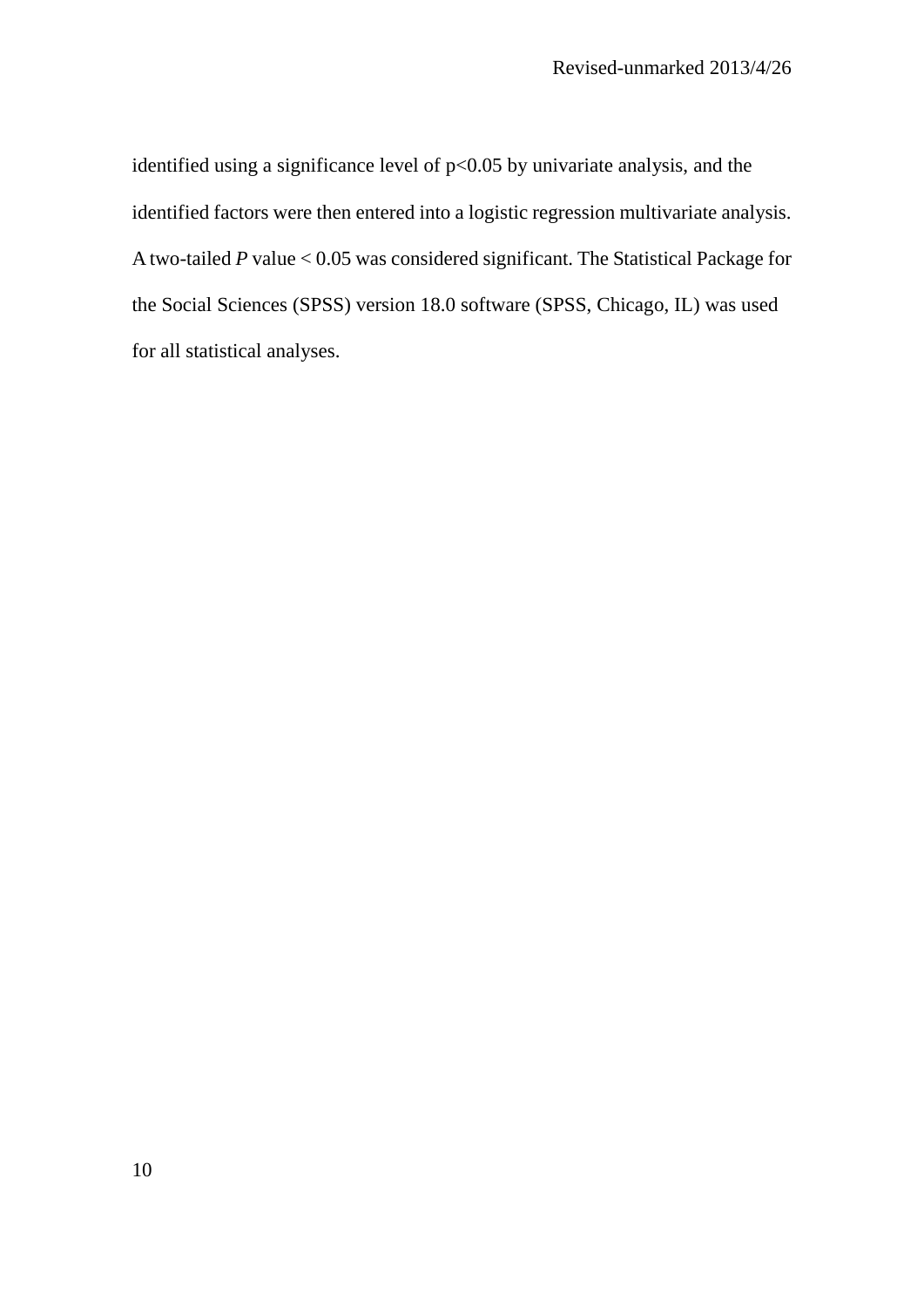identified using a significance level of $p<0.05$ by univariate analysis, and the identified factors were then entered into a logistic regression multivariate analysis. A two-tailed $P$ value $< 0.05$ was considered significant. The Statistical Package for the Social Sciences (SPSS) version 18.0 software (SPSS, Chicago, IL) was used for all statistical analyses.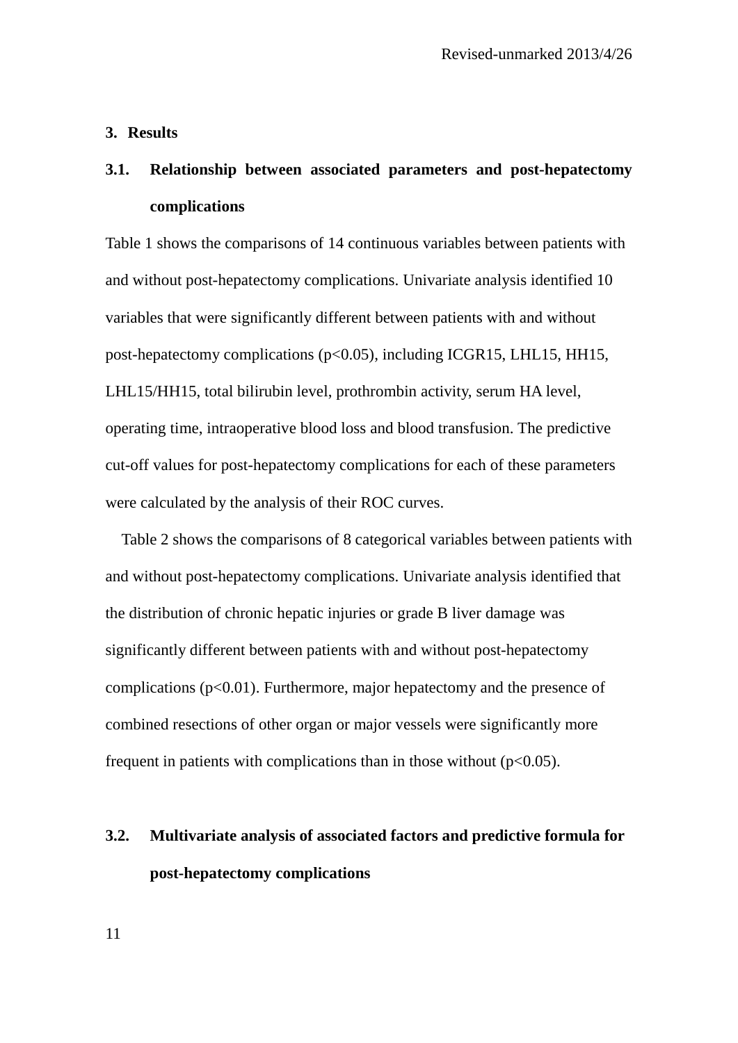## 3. Results

### 3.1. Relationship between associated parameters and post-hepatectomy complications

Table 1 shows the comparisons of 14 continuous variables between patients with and without post-hepatectomy complications. Univariate analysis identified 10 variables that were significantly different between patients with and without post-hepatectomy complications ($p<0.05$), including ICGR15, LHL15, HH15, LHL15/HH15, total bilirubin level, prothrombin activity, serum HA level, operating time, intraoperative blood loss and blood transfusion. The predictive cut-off values for post-hepatectomy complications for each of these parameters were calculated by the analysis of their ROC curves.

Table 2 shows the comparisons of 8 categorical variables between patients with and without post-hepatectomy complications. Univariate analysis identified that the distribution of chronic hepatic injuries or grade B liver damage was significantly different between patients with and without post-hepatectomy complications ($p<0.01$). Furthermore, major hepatectomy and the presence of combined resections of other organ or major vessels were significantly more frequent in patients with complications than in those without ($p<0.05$).

### 3.2. Multivariate analysis of associated factors and predictive formula for post-hepatectomy complications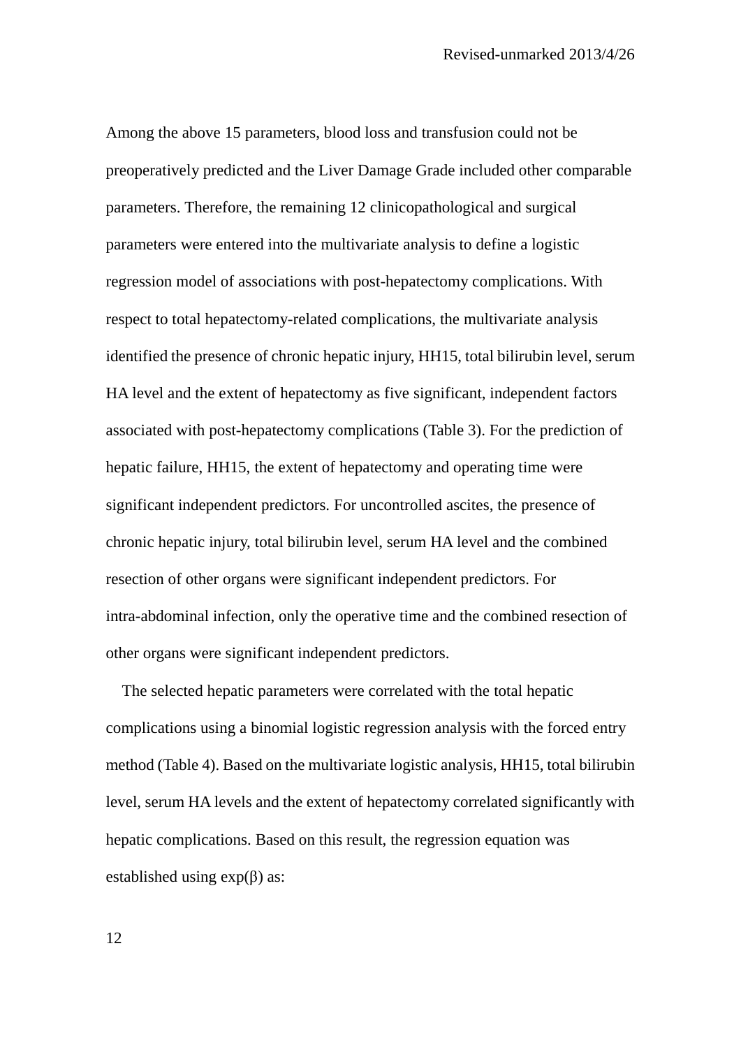Among the above 15 parameters, blood loss and transfusion could not be preoperatively predicted and the Liver Damage Grade included other comparable parameters. Therefore, the remaining 12 clinicopathological and surgical parameters were entered into the multivariate analysis to define a logistic regression model of associations with post-hepatectomy complications. With respect to total hepatectomy-related complications, the multivariate analysis identified the presence of chronic hepatic injury, HH15, total bilirubin level, serum HA level and the extent of hepatectomy as five significant, independent factors associated with post-hepatectomy complications (Table 3). For the prediction of hepatic failure, HH15, the extent of hepatectomy and operating time were significant independent predictors. For uncontrolled ascites, the presence of chronic hepatic injury, total bilirubin level, serum HA level and the combined resection of other organs were significant independent predictors. For intra-abdominal infection, only the operative time and the combined resection of other organs were significant independent predictors.

The selected hepatic parameters were correlated with the total hepatic complications using a binomial logistic regression analysis with the forced entry method (Table 4). Based on the multivariate logistic analysis, HH15, total bilirubin level, serum HA levels and the extent of hepatectomy correlated significantly with hepatic complications. Based on this result, the regression equation was established using $\exp(\beta)$ as: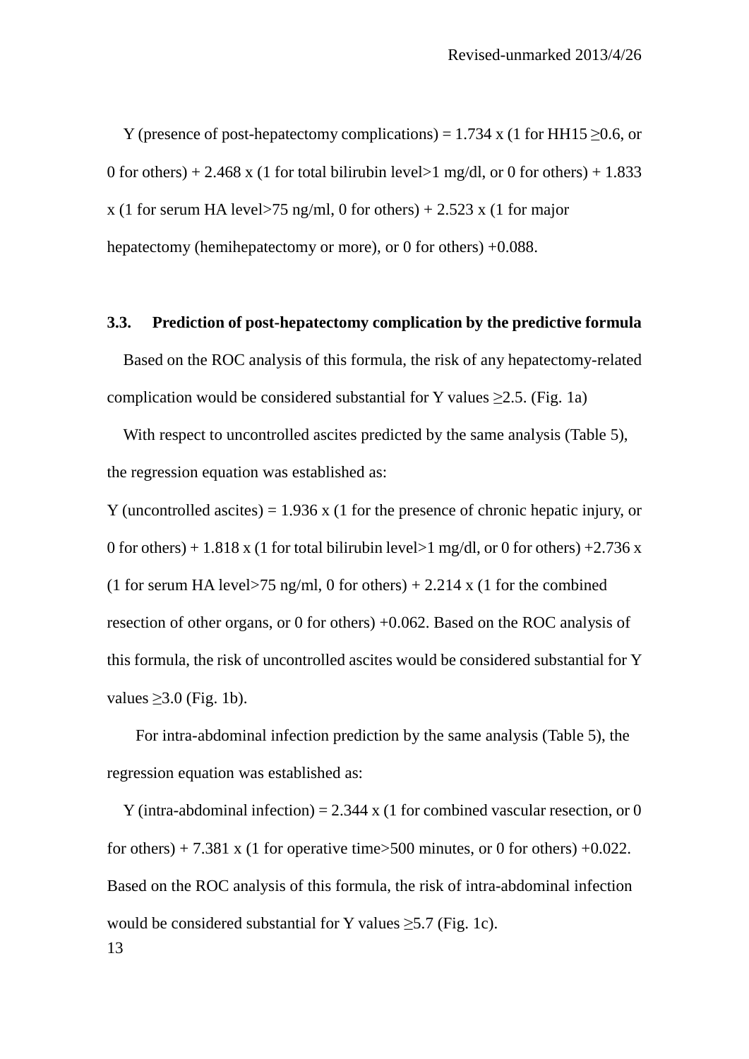Y (presence of post-hepatectomy complications) = 1.734 x (1 for HH15 ≥0.6, or 0 for others) + 2.468 x (1 for total bilirubin level>1 mg/dl, or 0 for others) + 1.833 x (1 for serum HA level>75 ng/ml, 0 for others) + 2.523 x (1 for major hepatectomy (hemihepatectomy or more), or 0 for others) +0.088.

### 3.3. Prediction of post-hepatectomy complication by the predictive formula

Based on the ROC analysis of this formula, the risk of any hepatectomy-related complication would be considered substantial for Y values ≥2.5. (Fig. 1a)

With respect to uncontrolled ascites predicted by the same analysis (Table 5), the regression equation was established as:

Y (uncontrolled ascites) = 1.936 x (1 for the presence of chronic hepatic injury, or 0 for others) + 1.818 x (1 for total bilirubin level>1 mg/dl, or 0 for others) +2.736 x (1 for serum HA level>75 ng/ml, 0 for others) + 2.214 x (1 for the combined resection of other organs, or 0 for others) +0.062. Based on the ROC analysis of this formula, the risk of uncontrolled ascites would be considered substantial for Y values ≥3.0 (Fig. 1b).

For intra-abdominal infection prediction by the same analysis (Table 5), the regression equation was established as:

Y (intra-abdominal infection) = 2.344 x (1 for combined vascular resection, or 0 for others) + 7.381 x (1 for operative time>500 minutes, or 0 for others) +0.022. Based on the ROC analysis of this formula, the risk of intra-abdominal infection would be considered substantial for Y values ≥5.7 (Fig. 1c).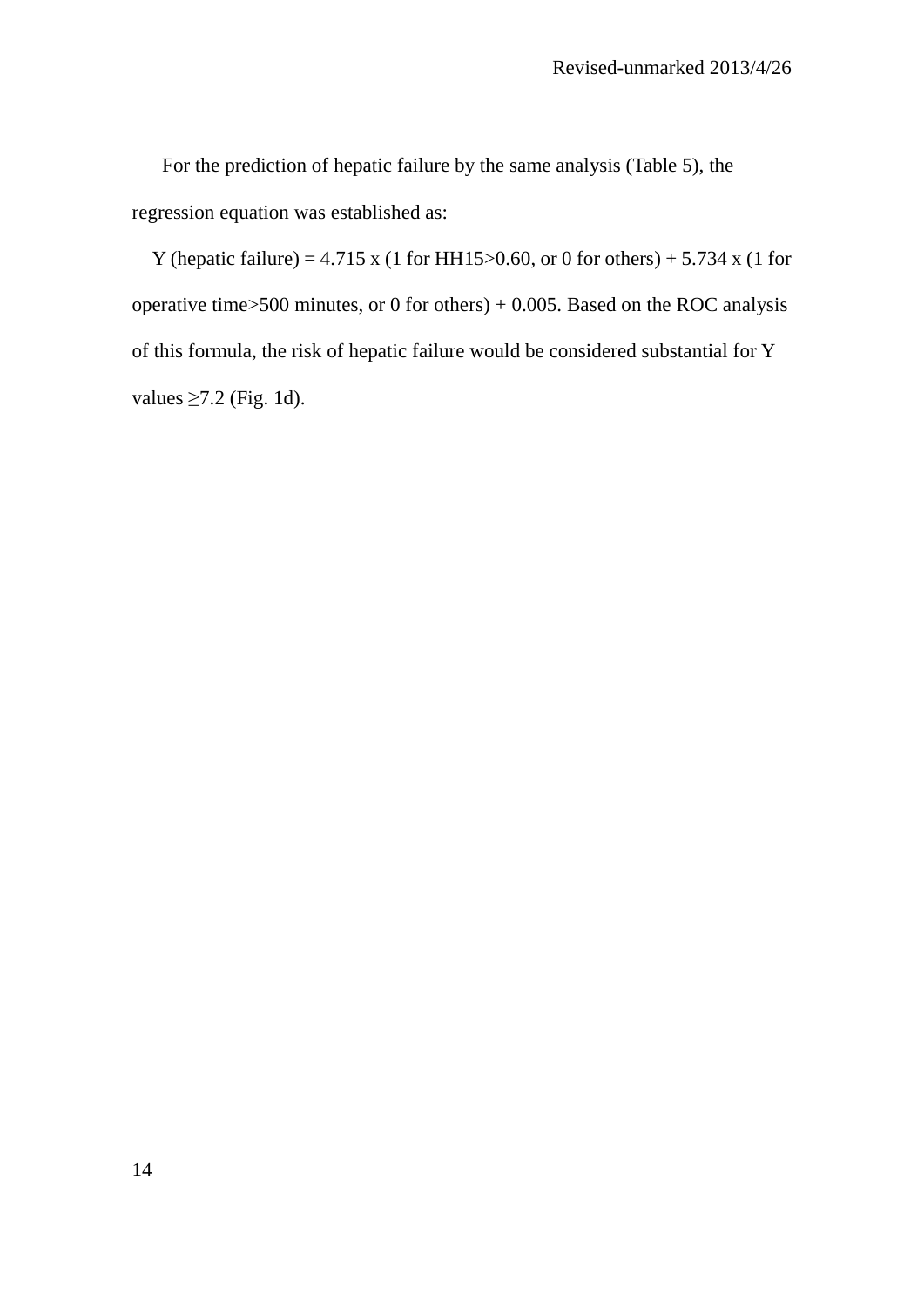For the prediction of hepatic failure by the same analysis (Table 5), the regression equation was established as:

Y (hepatic failure) = 4.715 x (1 for HH15>0.60, or 0 for others) + 5.734 x (1 for operative time>500 minutes, or 0 for others) + 0.005. Based on the ROC analysis of this formula, the risk of hepatic failure would be considered substantial for Y values ≥7.2 (Fig. 1d).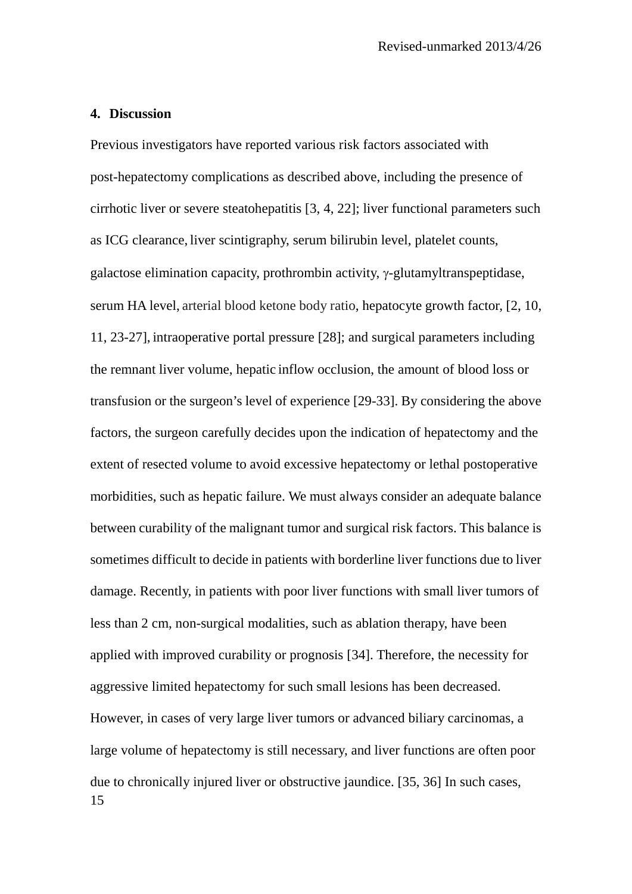## 4. Discussion

Previous investigators have reported various risk factors associated with post-hepatectomy complications as described above, including the presence of cirrhotic liver or severe steatohepatitis [3, 4, 22]; liver functional parameters such as ICG clearance, liver scintigraphy, serum bilirubin level, platelet counts, galactose elimination capacity, prothrombin activity, γ-glutamyltranspeptidase, serum HA level, arterial blood ketone body ratio, hepatocyte growth factor, [2, 10, 11, 23-27], intraoperative portal pressure [28]; and surgical parameters including the remnant liver volume, hepatic inflow occlusion, the amount of blood loss or transfusion or the surgeon's level of experience [29-33]. By considering the above factors, the surgeon carefully decides upon the indication of hepatectomy and the extent of resected volume to avoid excessive hepatectomy or lethal postoperative morbidities, such as hepatic failure. We must always consider an adequate balance between curability of the malignant tumor and surgical risk factors. This balance is sometimes difficult to decide in patients with borderline liver functions due to liver damage. Recently, in patients with poor liver functions with small liver tumors of less than 2 cm, non-surgical modalities, such as ablation therapy, have been applied with improved curability or prognosis [34]. Therefore, the necessity for aggressive limited hepatectomy for such small lesions has been decreased. However, in cases of very large liver tumors or advanced biliary carcinomas, a large volume of hepatectomy is still necessary, and liver functions are often poor due to chronically injured liver or obstructive jaundice. [35, 36] In such cases,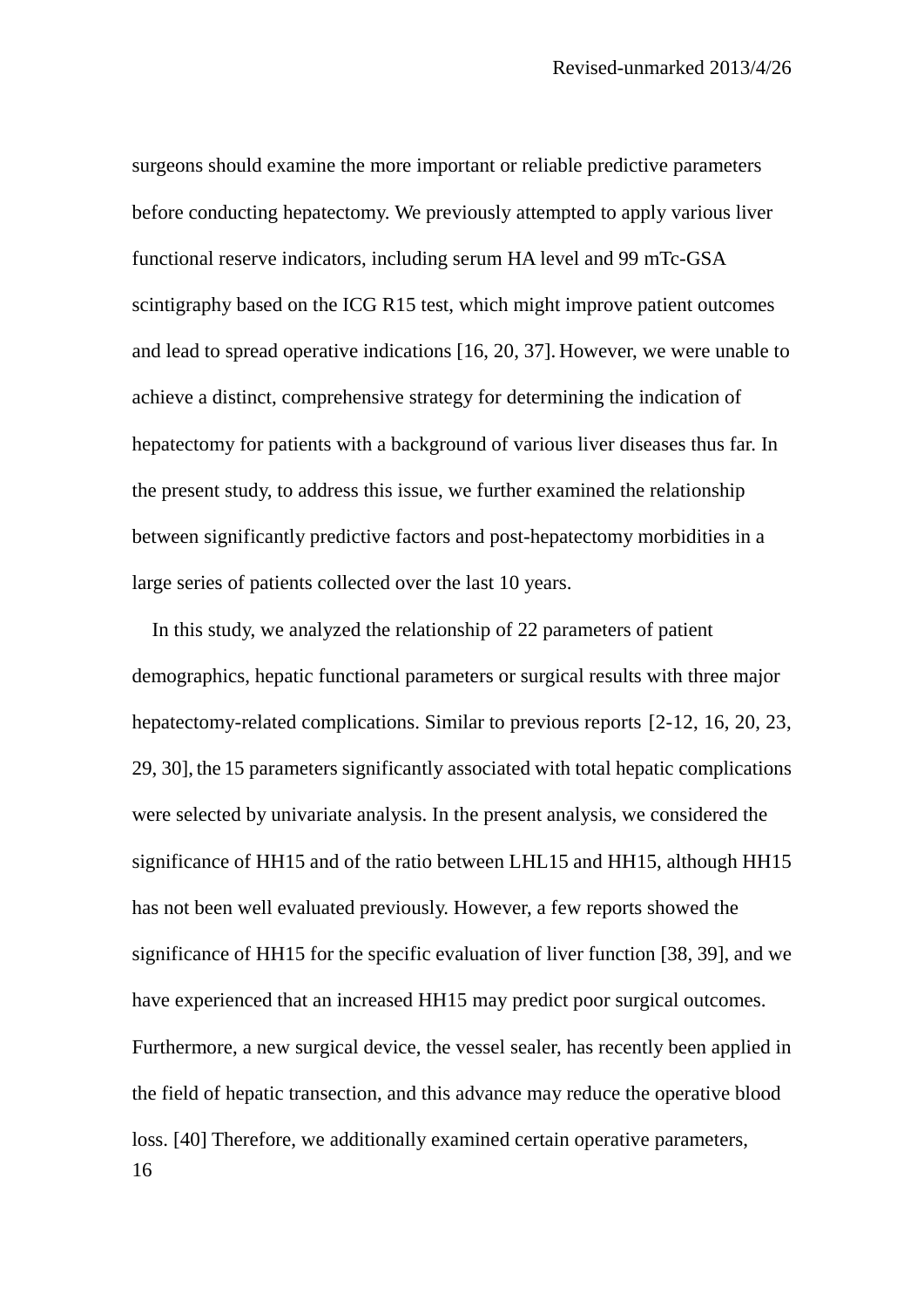surgeons should examine the more important or reliable predictive parameters before conducting hepatectomy. We previously attempted to apply various liver functional reserve indicators, including serum HA level and 99 mTc-GSA scintigraphy based on the ICG R15 test, which might improve patient outcomes and lead to spread operative indications [16, 20, 37]. However, we were unable to achieve a distinct, comprehensive strategy for determining the indication of hepatectomy for patients with a background of various liver diseases thus far. In the present study, to address this issue, we further examined the relationship between significantly predictive factors and post-hepatectomy morbidities in a large series of patients collected over the last 10 years.

In this study, we analyzed the relationship of 22 parameters of patient demographics, hepatic functional parameters or surgical results with three major hepatectomy-related complications. Similar to previous reports [2-12, 16, 20, 23, 29, 30], the 15 parameters significantly associated with total hepatic complications were selected by univariate analysis. In the present analysis, we considered the significance of HH15 and of the ratio between LHL15 and HH15, although HH15 has not been well evaluated previously. However, a few reports showed the significance of HH15 for the specific evaluation of liver function [38, 39], and we have experienced that an increased HH15 may predict poor surgical outcomes. Furthermore, a new surgical device, the vessel sealer, has recently been applied in the field of hepatic transection, and this advance may reduce the operative blood loss. [40] Therefore, we additionally examined certain operative parameters,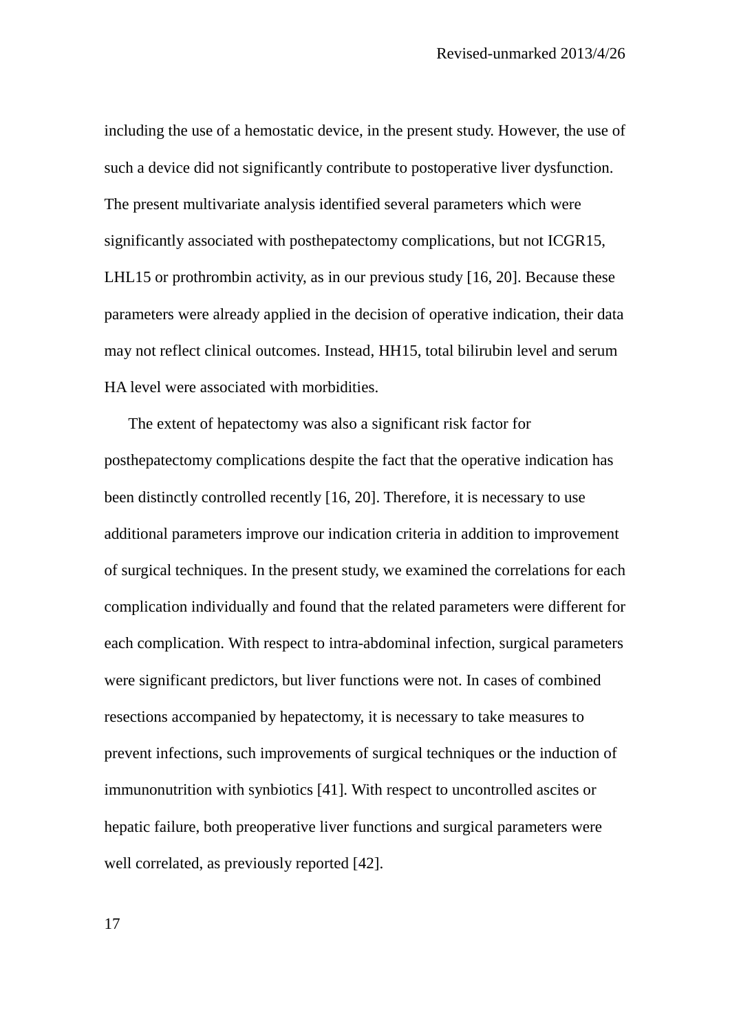including the use of a hemostatic device, in the present study. However, the use of such a device did not significantly contribute to postoperative liver dysfunction. The present multivariate analysis identified several parameters which were significantly associated with posthepatectomy complications, but not ICGR15, LHL15 or prothrombin activity, as in our previous study [16, 20]. Because these parameters were already applied in the decision of operative indication, their data may not reflect clinical outcomes. Instead, HH15, total bilirubin level and serum HA level were associated with morbidities.

The extent of hepatectomy was also a significant risk factor for posthepatectomy complications despite the fact that the operative indication has been distinctly controlled recently [16, 20]. Therefore, it is necessary to use additional parameters improve our indication criteria in addition to improvement of surgical techniques. In the present study, we examined the correlations for each complication individually and found that the related parameters were different for each complication. With respect to intra-abdominal infection, surgical parameters were significant predictors, but liver functions were not. In cases of combined resections accompanied by hepatectomy, it is necessary to take measures to prevent infections, such improvements of surgical techniques or the induction of immunonutrition with synbiotics [41]. With respect to uncontrolled ascites or hepatic failure, both preoperative liver functions and surgical parameters were well correlated, as previously reported [42].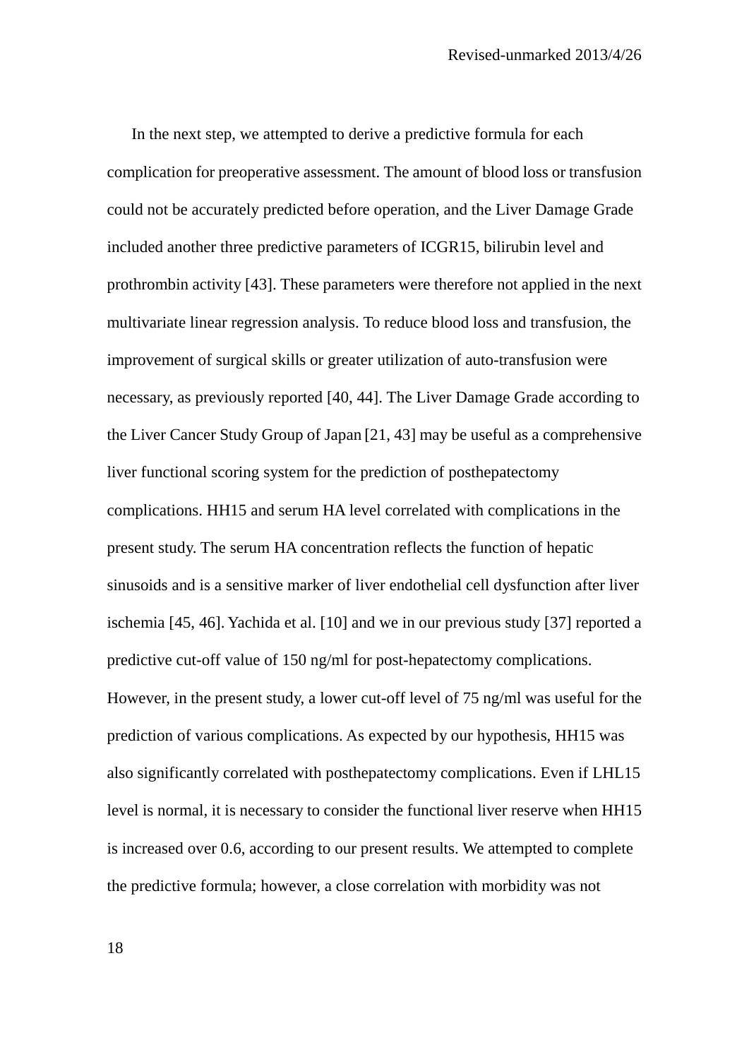In the next step, we attempted to derive a predictive formula for each complication for preoperative assessment. The amount of blood loss or transfusion could not be accurately predicted before operation, and the Liver Damage Grade included another three predictive parameters of ICGR15, bilirubin level and prothrombin activity [43]. These parameters were therefore not applied in the next multivariate linear regression analysis. To reduce blood loss and transfusion, the improvement of surgical skills or greater utilization of auto-transfusion were necessary, as previously reported [40, 44]. The Liver Damage Grade according to the Liver Cancer Study Group of Japan [21, 43] may be useful as a comprehensive liver functional scoring system for the prediction of posthepatectomy complications. HH15 and serum HA level correlated with complications in the present study. The serum HA concentration reflects the function of hepatic sinusoids and is a sensitive marker of liver endothelial cell dysfunction after liver ischemia [45, 46]. Yachida et al. [10] and we in our previous study [37] reported a predictive cut-off value of 150 ng/ml for post-hepatectomy complications. However, in the present study, a lower cut-off level of 75 ng/ml was useful for the prediction of various complications. As expected by our hypothesis, HH15 was also significantly correlated with posthepatectomy complications. Even if LHL15 level is normal, it is necessary to consider the functional liver reserve when HH15 is increased over 0.6, according to our present results. We attempted to complete the predictive formula; however, a close correlation with morbidity was not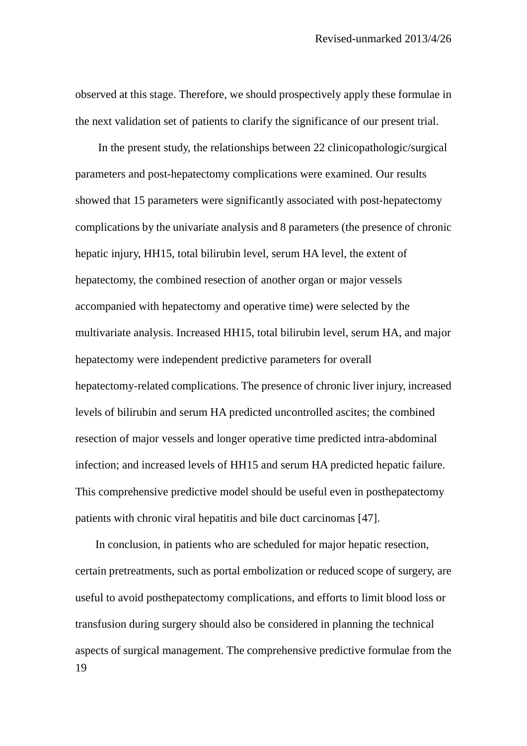observed at this stage. Therefore, we should prospectively apply these formulae in the next validation set of patients to clarify the significance of our present trial.

In the present study, the relationships between 22 clinicopathologic/surgical parameters and post-hepatectomy complications were examined. Our results showed that 15 parameters were significantly associated with post-hepatectomy complications by the univariate analysis and 8 parameters (the presence of chronic hepatic injury, HH15, total bilirubin level, serum HA level, the extent of hepatectomy, the combined resection of another organ or major vessels accompanied with hepatectomy and operative time) were selected by the multivariate analysis. Increased HH15, total bilirubin level, serum HA, and major hepatectomy were independent predictive parameters for overall hepatectomy-related complications. The presence of chronic liver injury, increased levels of bilirubin and serum HA predicted uncontrolled ascites; the combined resection of major vessels and longer operative time predicted intra-abdominal infection; and increased levels of HH15 and serum HA predicted hepatic failure. This comprehensive predictive model should be useful even in posthepatectomy patients with chronic viral hepatitis and bile duct carcinomas [47].

In conclusion, in patients who are scheduled for major hepatic resection, certain pretreatments, such as portal embolization or reduced scope of surgery, are useful to avoid posthepatectomy complications, and efforts to limit blood loss or transfusion during surgery should also be considered in planning the technical aspects of surgical management. The comprehensive predictive formulae from the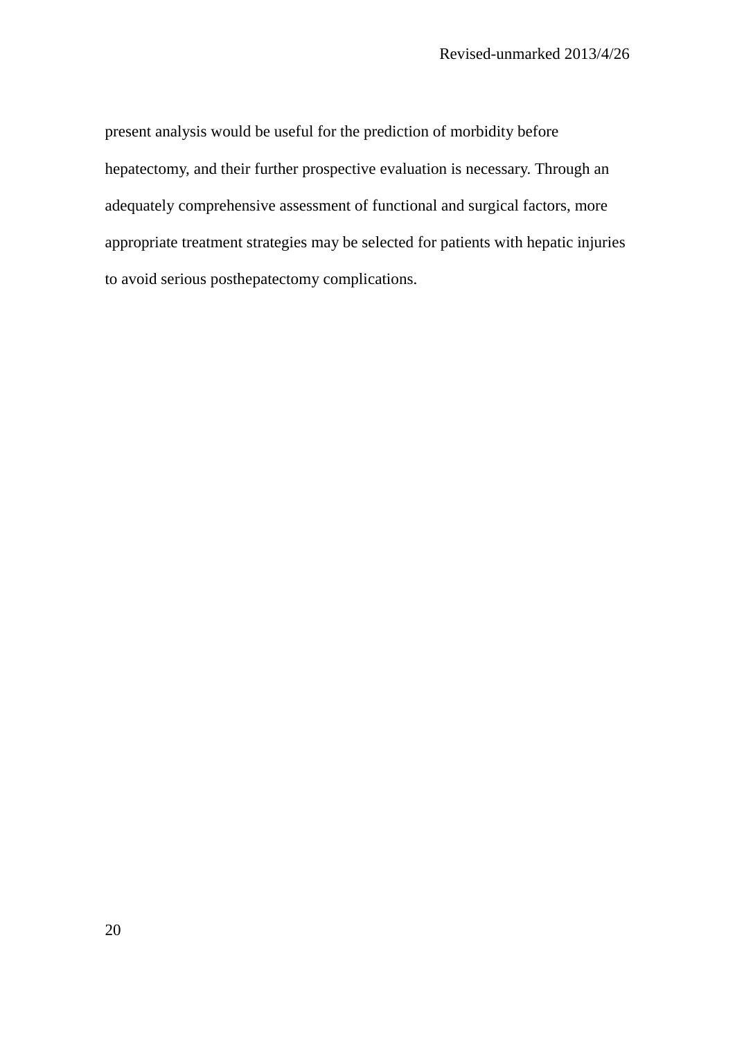present analysis would be useful for the prediction of morbidity before hepatectomy, and their further prospective evaluation is necessary. Through an adequately comprehensive assessment of functional and surgical factors, more appropriate treatment strategies may be selected for patients with hepatic injuries to avoid serious posthepatectomy complications.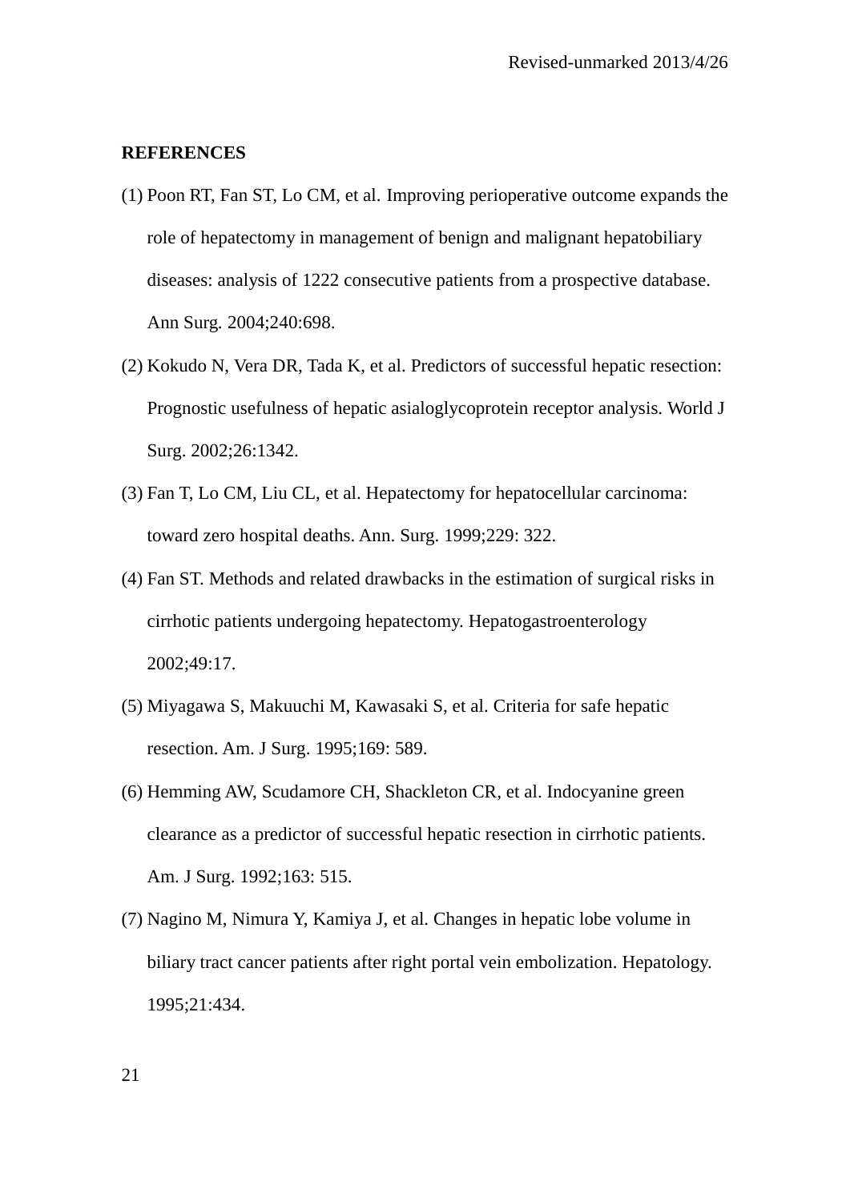**REFERENCES**

(1) Poon RT, Fan ST, Lo CM, et al. Improving perioperative outcome expands the role of hepatectomy in management of benign and malignant hepatobiliary diseases: analysis of 1222 consecutive patients from a prospective database. Ann Surg. 2004;240:698.

(2) Kokudo N, Vera DR, Tada K, et al. Predictors of successful hepatic resection: Prognostic usefulness of hepatic asialoglycoprotein receptor analysis. World J Surg. 2002;26:1342.

(3) Fan T, Lo CM, Liu CL, et al. Hepatectomy for hepatocellular carcinoma: toward zero hospital deaths. Ann. Surg. 1999;229: 322.

(4) Fan ST. Methods and related drawbacks in the estimation of surgical risks in cirrhotic patients undergoing hepatectomy. Hepatogastroenterology 2002;49:17.

(5) Miyagawa S, Makuuchi M, Kawasaki S, et al. Criteria for safe hepatic resection. Am. J Surg. 1995;169: 589.

(6) Hemming AW, Scudamore CH, Shackleton CR, et al. Indocyanine green clearance as a predictor of successful hepatic resection in cirrhotic patients. Am. J Surg. 1992;163: 515.

(7) Nagino M, Nimura Y, Kamiya J, et al. Changes in hepatic lobe volume in biliary tract cancer patients after right portal vein embolization. Hepatology. 1995;21:434.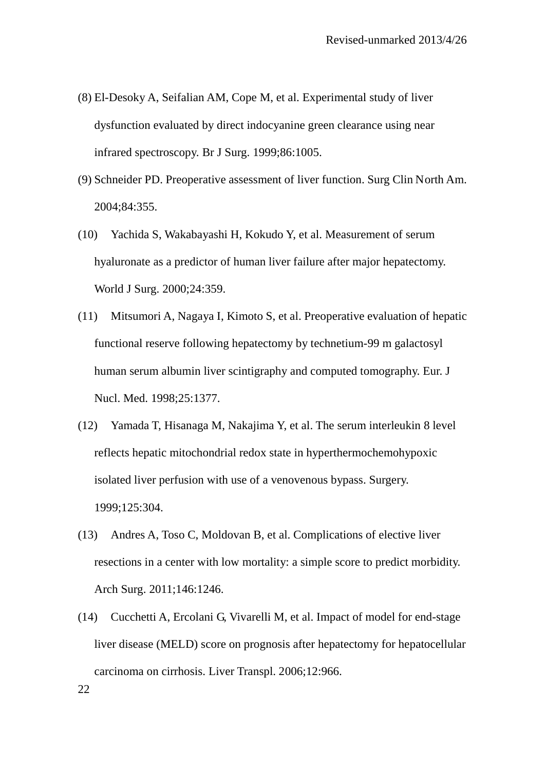(8) El-Desoky A, Seifalian AM, Cope M, et al. Experimental study of liver dysfunction evaluated by direct indocyanine green clearance using near infrared spectroscopy. Br J Surg. 1999;86:1005.

(9) Schneider PD. Preoperative assessment of liver function. Surg Clin North Am. 2004;84:355.

(10) Yachida S, Wakabayashi H, Kokudo Y, et al. Measurement of serum hyaluronate as a predictor of human liver failure after major hepatectomy. World J Surg. 2000;24:359.

(11) Mitsumori A, Nagaya I, Kimoto S, et al. Preoperative evaluation of hepatic functional reserve following hepatectomy by technetium-99 m galactosyl human serum albumin liver scintigraphy and computed tomography. Eur. J Nucl. Med. 1998;25:1377.

(12) Yamada T, Hisanaga M, Nakajima Y, et al. The serum interleukin 8 level reflects hepatic mitochondrial redox state in hyperthermochemohypoxic isolated liver perfusion with use of a venovenous bypass. Surgery. 1999;125:304.

(13) Andres A, Toso C, Moldovan B, et al. Complications of elective liver resections in a center with low mortality: a simple score to predict morbidity. Arch Surg. 2011;146:1246.

(14) Cucchetti A, Ercolani G, Vivarelli M, et al. Impact of model for end-stage liver disease (MELD) score on prognosis after hepatectomy for hepatocellular carcinoma on cirrhosis. Liver Transpl. 2006;12:966.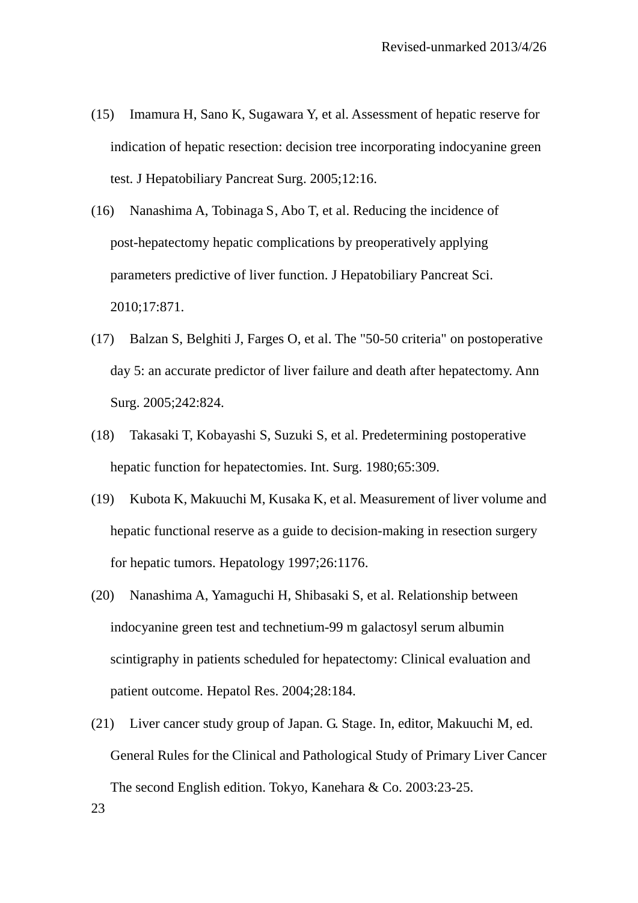(15) Imamura H, Sano K, Sugawara Y, et al. Assessment of hepatic reserve for indication of hepatic resection: decision tree incorporating indocyanine green test. J Hepatobiliary Pancreat Surg. 2005;12:16.

(16) Nanashima A, Tobinaga S, Abo T, et al. Reducing the incidence of post-hepatectomy hepatic complications by preoperatively applying parameters predictive of liver function. J Hepatobiliary Pancreat Sci. 2010;17:871.

(17) Balzan S, Belghiti J, Farges O, et al. The "50-50 criteria" on postoperative day 5: an accurate predictor of liver failure and death after hepatectomy. Ann Surg. 2005;242:824.

(18) Takasaki T, Kobayashi S, Suzuki S, et al. Predetermining postoperative hepatic function for hepatectomies. Int. Surg. 1980;65:309.

(19) Kubota K, Makuuchi M, Kusaka K, et al. Measurement of liver volume and hepatic functional reserve as a guide to decision-making in resection surgery for hepatic tumors. Hepatology 1997;26:1176.

(20) Nanashima A, Yamaguchi H, Shibasaki S, et al. Relationship between indocyanine green test and technetium-99 m galactosyl serum albumin scintigraphy in patients scheduled for hepatectomy: Clinical evaluation and patient outcome. Hepatol Res. 2004;28:184.

(21) Liver cancer study group of Japan. G. Stage. In, editor, Makuuchi M, ed. General Rules for the Clinical and Pathological Study of Primary Liver Cancer The second English edition. Tokyo, Kanehara & Co. 2003:23-25.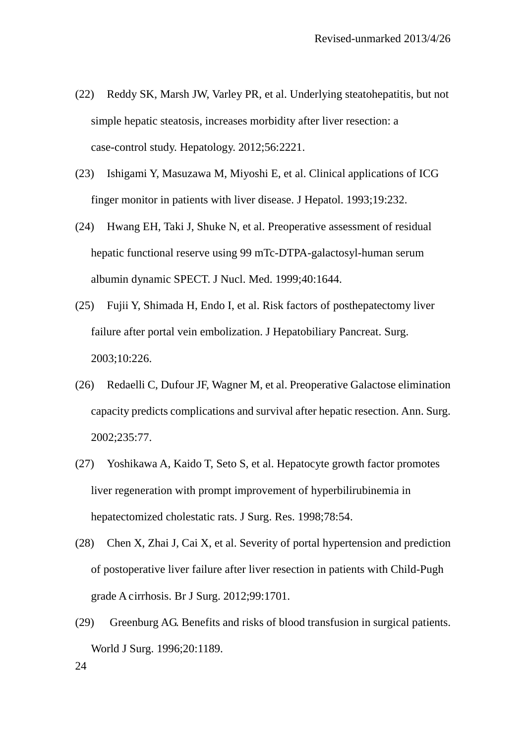(22) Reddy SK, Marsh JW, Varley PR, et al. Underlying steatohepatitis, but not simple hepatic steatosis, increases morbidity after liver resection: a case-control study. Hepatology. 2012;56:2221.

(23) Ishigami Y, Masuzawa M, Miyoshi E, et al. Clinical applications of ICG finger monitor in patients with liver disease. J Hepatol. 1993;19:232.

(24) Hwang EH, Taki J, Shuke N, et al. Preoperative assessment of residual hepatic functional reserve using 99 mTc-DTPA-galactosyl-human serum albumin dynamic SPECT. J Nucl. Med. 1999;40:1644.

(25) Fujii Y, Shimada H, Endo I, et al. Risk factors of posthepatectomy liver failure after portal vein embolization. J Hepatobiliary Pancreat. Surg. 2003;10:226.

(26) Redaelli C, Dufour JF, Wagner M, et al. Preoperative Galactose elimination capacity predicts complications and survival after hepatic resection. Ann. Surg. 2002;235:77.

(27) Yoshikawa A, Kaido T, Seto S, et al. Hepatocyte growth factor promotes liver regeneration with prompt improvement of hyperbilirubinemia in hepatectomized cholestatic rats. J Surg. Res. 1998;78:54.

(28) Chen X, Zhai J, Cai X, et al. Severity of portal hypertension and prediction of postoperative liver failure after liver resection in patients with Child-Pugh grade A cirrhosis. Br J Surg. 2012;99:1701.

(29) Greenburg AG. Benefits and risks of blood transfusion in surgical patients. World J Surg. 1996;20:1189.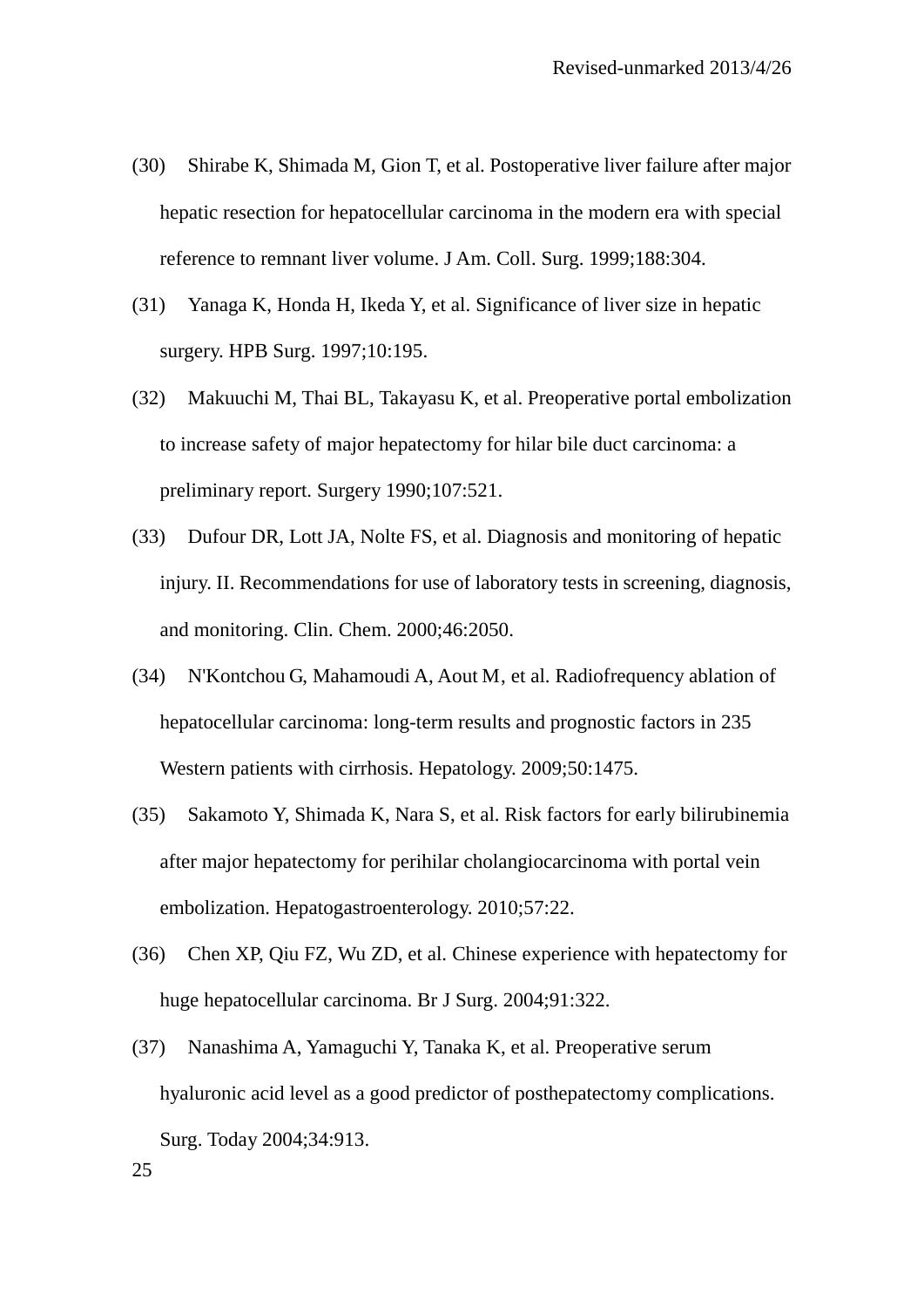(30) Shirabe K, Shimada M, Gion T, et al. Postoperative liver failure after major hepatic resection for hepatocellular carcinoma in the modern era with special reference to remnant liver volume. J Am. Coll. Surg. 1999;188:304.

(31) Yanaga K, Honda H, Ikeda Y, et al. Significance of liver size in hepatic surgery. HPB Surg. 1997;10:195.

(32) Makuuchi M, Thai BL, Takayasu K, et al. Preoperative portal embolization to increase safety of major hepatectomy for hilar bile duct carcinoma: a preliminary report. Surgery 1990;107:521.

(33) Dufour DR, Lott JA, Nolte FS, et al. Diagnosis and monitoring of hepatic injury. II. Recommendations for use of laboratory tests in screening, diagnosis, and monitoring. Clin. Chem. 2000;46:2050.

(34) N'Kontchou G, Mahamoudi A, Aout M, et al. Radiofrequency ablation of hepatocellular carcinoma: long-term results and prognostic factors in 235 Western patients with cirrhosis. Hepatology. 2009;50:1475.

(35) Sakamoto Y, Shimada K, Nara S, et al. Risk factors for early bilirubinemia after major hepatectomy for perihilar cholangiocarcinoma with portal vein embolization. Hepatogastroenterology. 2010;57:22.

(36) Chen XP, Qiu FZ, Wu ZD, et al. Chinese experience with hepatectomy for huge hepatocellular carcinoma. Br J Surg. 2004;91:322.

(37) Nanashima A, Yamaguchi Y, Tanaka K, et al. Preoperative serum hyaluronic acid level as a good predictor of posthepatectomy complications. Surg. Today 2004;34:913.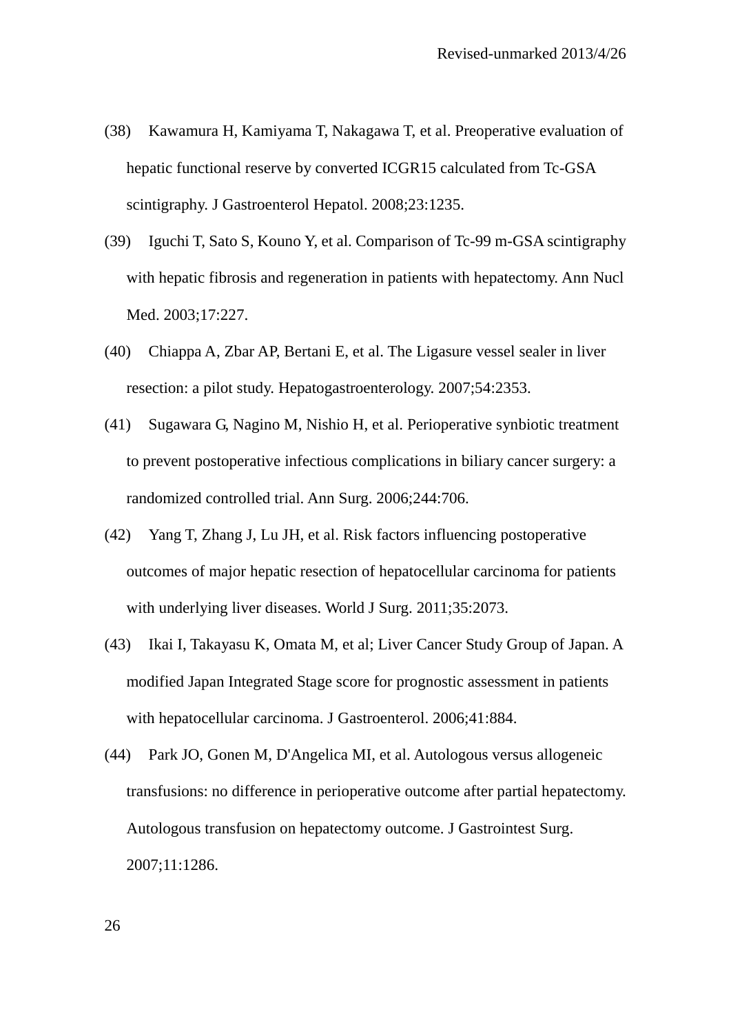(38) Kawamura H, Kamiyama T, Nakagawa T, et al. Preoperative evaluation of hepatic functional reserve by converted ICGR15 calculated from Tc-GSA scintigraphy. J Gastroenterol Hepatol. 2008;23:1235.

(39) Iguchi T, Sato S, Kouno Y, et al. Comparison of Tc-99 m-GSA scintigraphy with hepatic fibrosis and regeneration in patients with hepatectomy. Ann Nucl Med. 2003;17:227.

(40) Chiappa A, Zbar AP, Bertani E, et al. The Ligasure vessel sealer in liver resection: a pilot study. Hepatogastroenterology. 2007;54:2353.

(41) Sugawara G, Nagino M, Nishio H, et al. Perioperative synbiotic treatment to prevent postoperative infectious complications in biliary cancer surgery: a randomized controlled trial. Ann Surg. 2006;244:706.

(42) Yang T, Zhang J, Lu JH, et al. Risk factors influencing postoperative outcomes of major hepatic resection of hepatocellular carcinoma for patients with underlying liver diseases. World J Surg. 2011;35:2073.

(43) Ikai I, Takayasu K, Omata M, et al; Liver Cancer Study Group of Japan. A modified Japan Integrated Stage score for prognostic assessment in patients with hepatocellular carcinoma. J Gastroenterol. 2006;41:884.

(44) Park JO, Gonen M, D'Angelica MI, et al. Autologous versus allogeneic transfusions: no difference in perioperative outcome after partial hepatectomy. Autologous transfusion on hepatectomy outcome. J Gastrointest Surg. 2007;11:1286.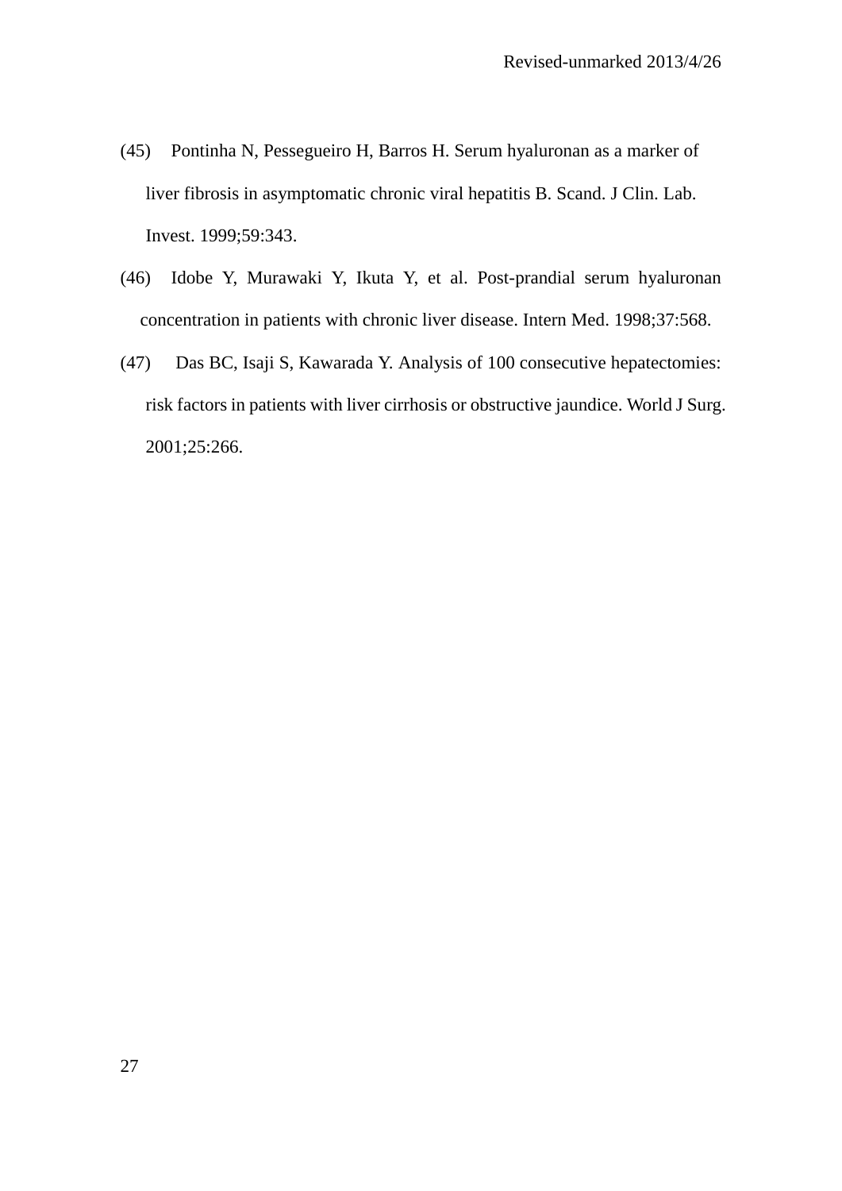(45) Pontinha N, Pessegueiro H, Barros H. Serum hyaluronan as a marker of liver fibrosis in asymptomatic chronic viral hepatitis B. Scand. J Clin. Lab. Invest. 1999;59:343.

(46) Idobe Y, Murawaki Y, Ikuta Y, et al. Post-prandial serum hyaluronan concentration in patients with chronic liver disease. Intern Med. 1998;37:568.

(47) Das BC, Isaji S, Kawarada Y. Analysis of 100 consecutive hepatectomies: risk factors in patients with liver cirrhosis or obstructive jaundice. World J Surg. 2001;25:266.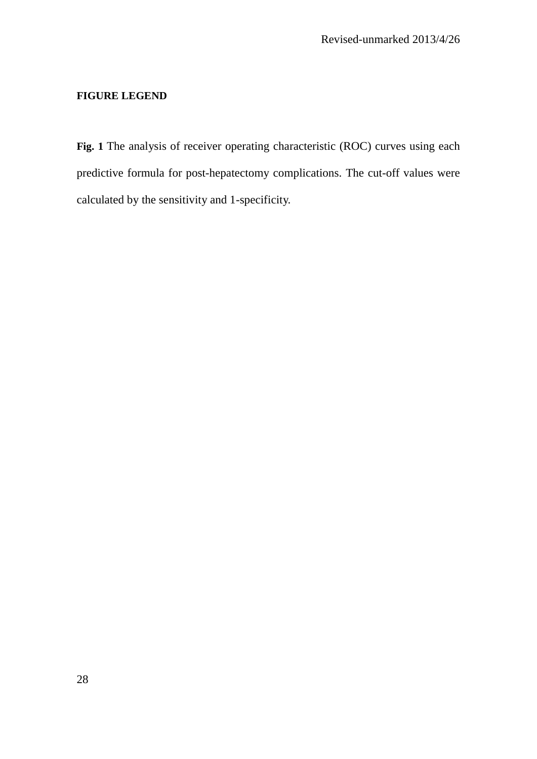**FIGURE LEGEND**

**Fig. 1** The analysis of receiver operating characteristic (ROC) curves using each predictive formula for post-hepatectomy complications. The cut-off values were calculated by the sensitivity and 1-specificity.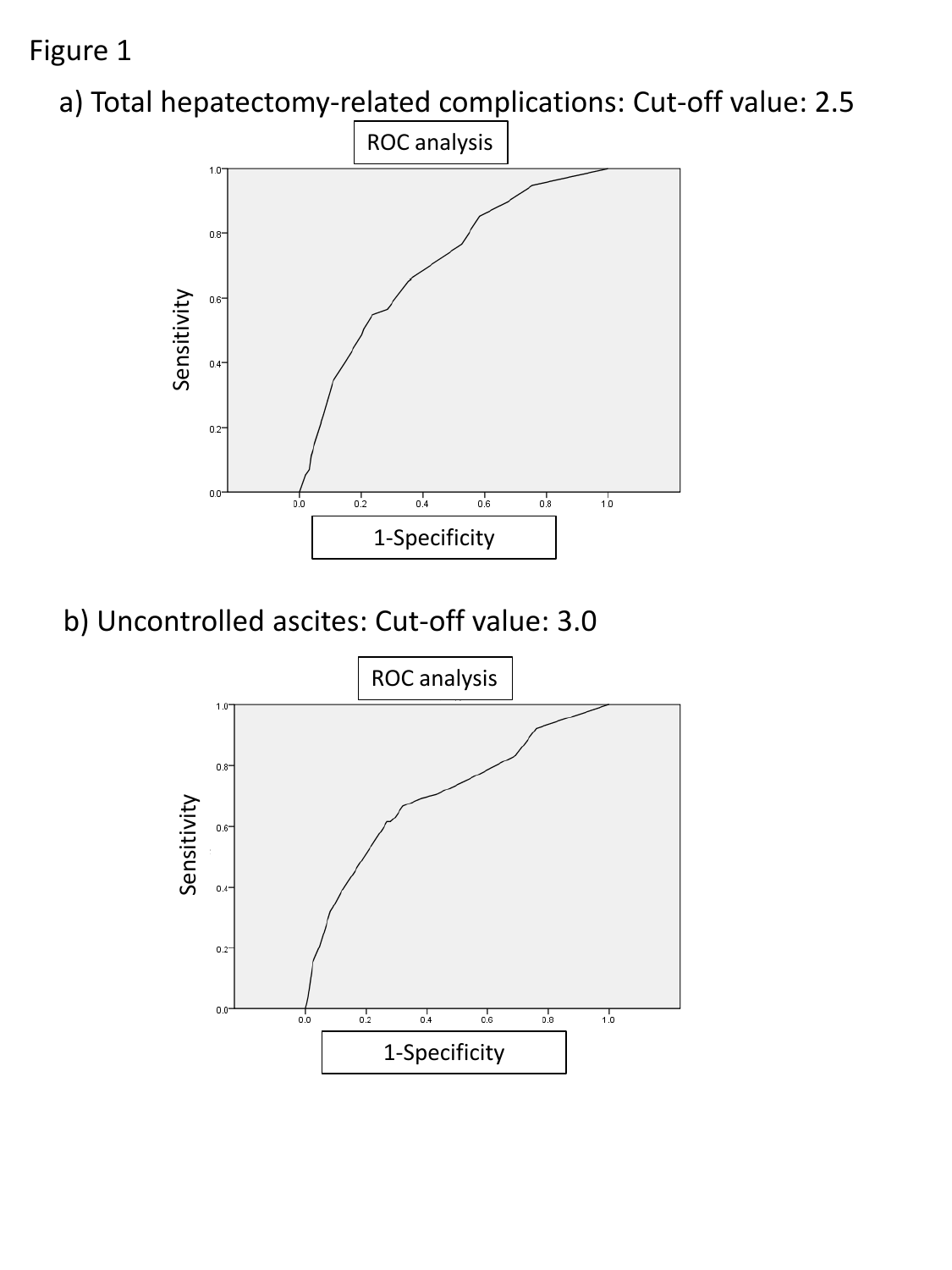Figure 1

a) Total hepatectomy-related complications: Cut-off value: 2.5

ROC analysis

Sensitivity

1-Specificity

b) Uncontrolled ascites: Cut-off value: 3.0

ROC analysis

Sensitivity

1-Specificity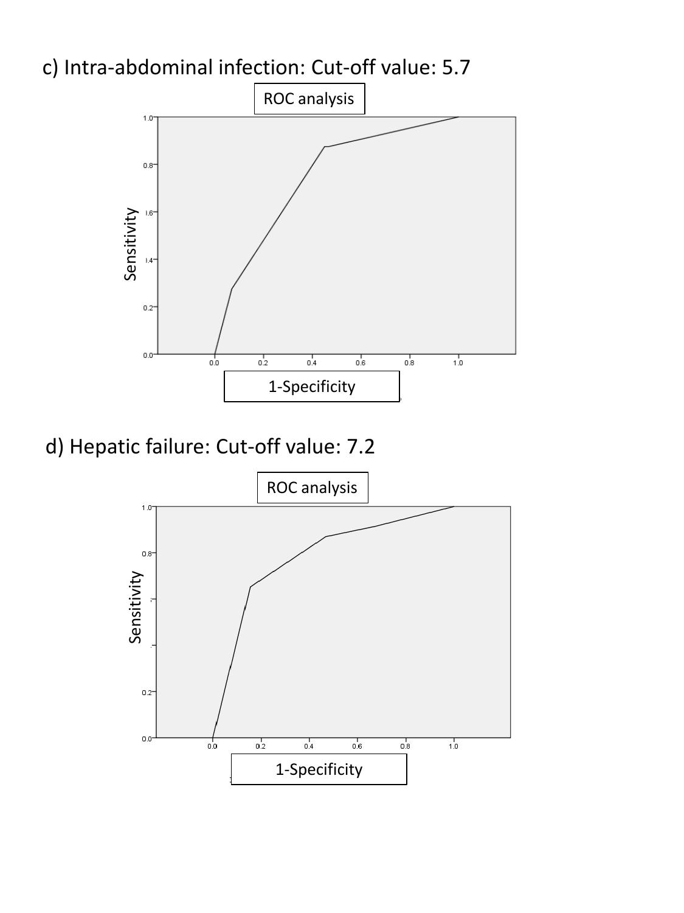c) Intra-abdominal infection: Cut-off value: 5.7

ROC analysis

Sensitivity

1-Specificity

d) Hepatic failure: Cut-off value: 7.2

ROC analysis

Sensitivity

1-Specificity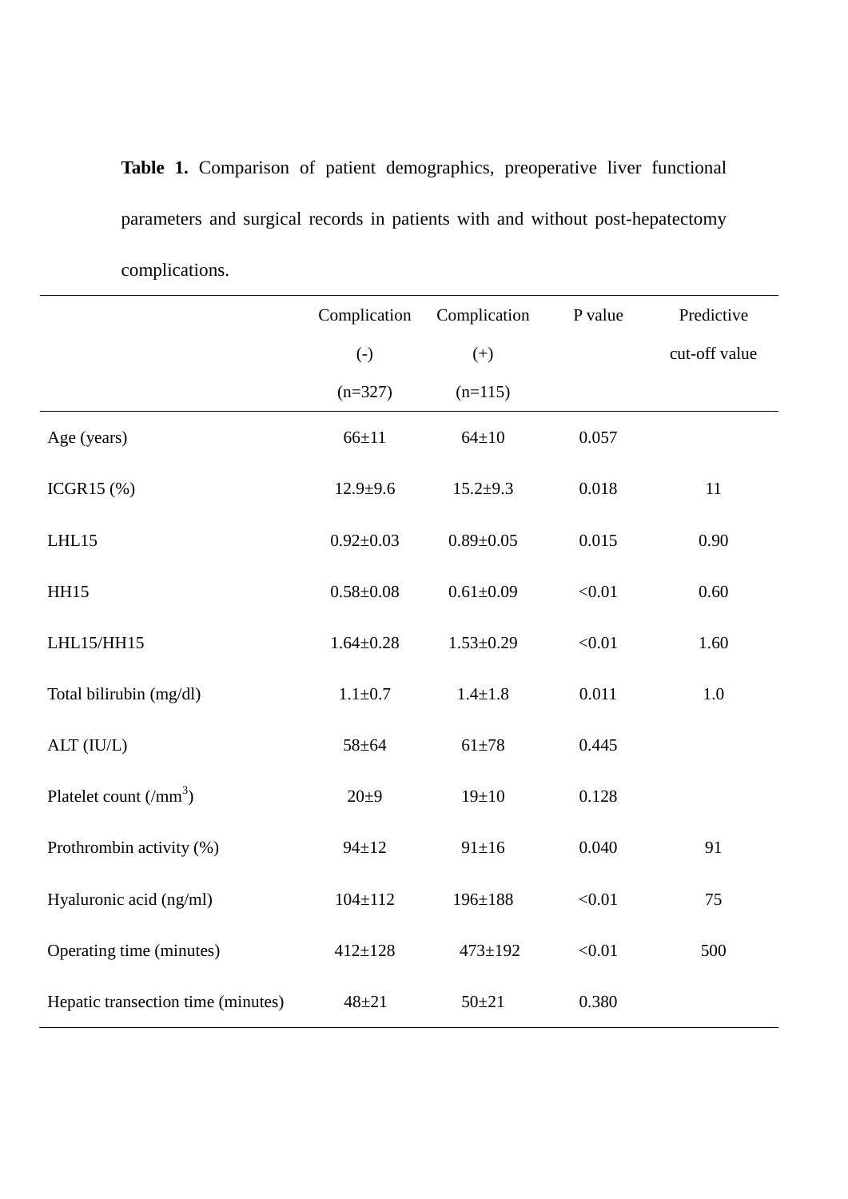**Table 1.** Comparison of patient demographics, preoperative liver functional parameters and surgical records in patients with and without post-hepatectomy complications.

| | Complication (-) (n=327) | Complication (+) (n=115) | P value | Predictive cut-off value |
|---|---|---|---|---|
| Age (years) | 66±11 | 64±10 | 0.057 | |
| ICGR15 (%) | 12.9±9.6 | 15.2±9.3 | 0.018 | 11 |
| LHL15 | 0.92±0.03 | 0.89±0.05 | 0.015 | 0.90 |
| HH15 | 0.58±0.08 | 0.61±0.09 | <0.01 | 0.60 |
| LHL15/HH15 | 1.64±0.28 | 1.53±0.29 | <0.01 | 1.60 |
| Total bilirubin (mg/dl) | 1.1±0.7 | 1.4±1.8 | 0.011 | 1.0 |
| ALT (IU/L) | 58±64 | 61±78 | 0.445 | |
| Platelet count (/mm$^3$) | 20±9 | 19±10 | 0.128 | |
| Prothrombin activity (%) | 94±12 | 91±16 | 0.040 | 91 |
| Hyaluronic acid (ng/ml) | 104±112 | 196±188 | <0.01 | 75 |
| Operating time (minutes) | 412±128 | 473±192 | <0.01 | 500 |
| Hepatic transection time (minutes) | 48±21 | 50±21 | 0.380 | |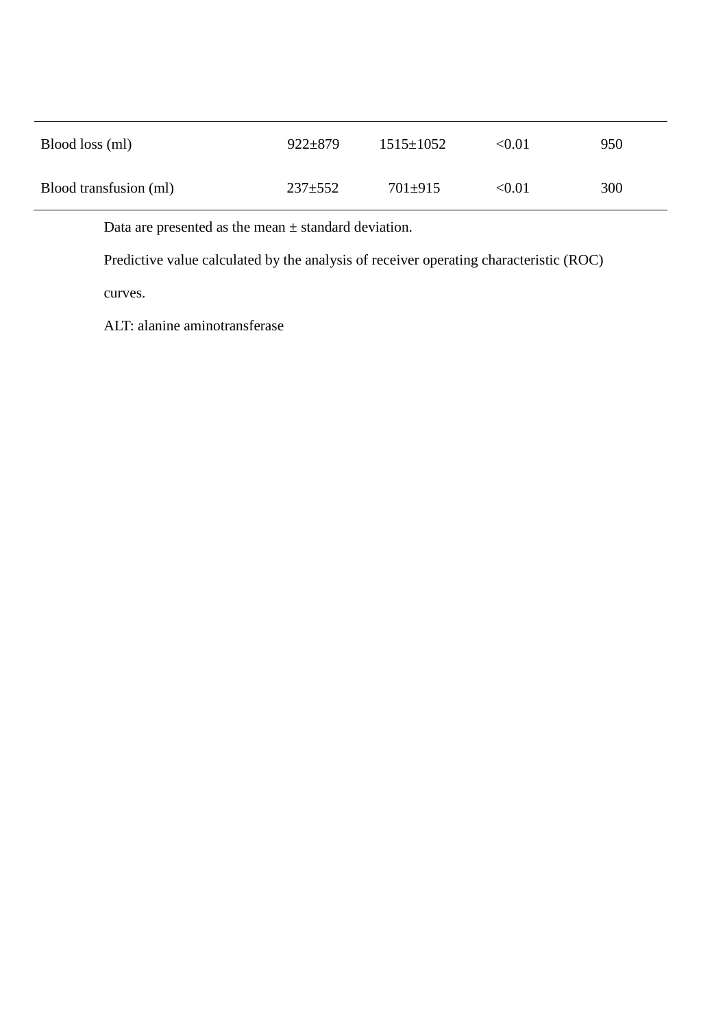| | | | | |
|---|---|---|---|---|
| Blood loss (ml) | 922±879 | 1515±1052 | <0.01 | 950 |
| Blood transfusion (ml) | 237±552 | 701±915 | <0.01 | 300 |

Data are presented as the mean ± standard deviation.

Predictive value calculated by the analysis of receiver operating characteristic (ROC) curves.

ALT: alanine aminotransferase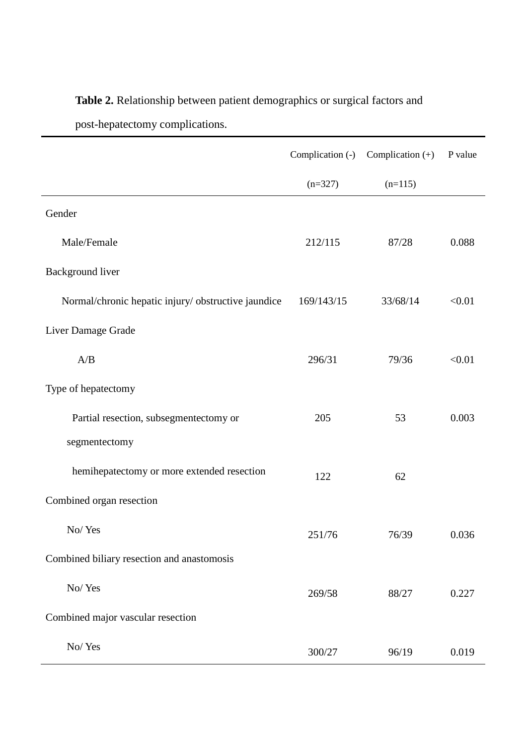**Table 2.** Relationship between patient demographics or surgical factors and post-hepatectomy complications.

| | Complication (-) (n=327) | Complication (+) (n=115) | P value |
|---|---|---|---|
| Gender | | | |
| Male/Female | 212/115 | 87/28 | 0.088 |
| Background liver | | | |
| Normal/chronic hepatic injury/ obstructive jaundice | 169/143/15 | 33/68/14 | <0.01 |
| Liver Damage Grade | | | |
| A/B | 296/31 | 79/36 | <0.01 |
| Type of hepatectomy | | | |
| Partial resection, subsegmentectomy or segmentectomy | 205 | 53 | 0.003 |
| hemihepatectomy or more extended resection | 122 | 62 | |
| Combined organ resection | | | |
| No/ Yes | 251/76 | 76/39 | 0.036 |
| Combined biliary resection and anastomosis | | | |
| No/ Yes | 269/58 | 88/27 | 0.227 |
| Combined major vascular resection | | | |
| No/ Yes | 300/27 | 96/19 | 0.019 |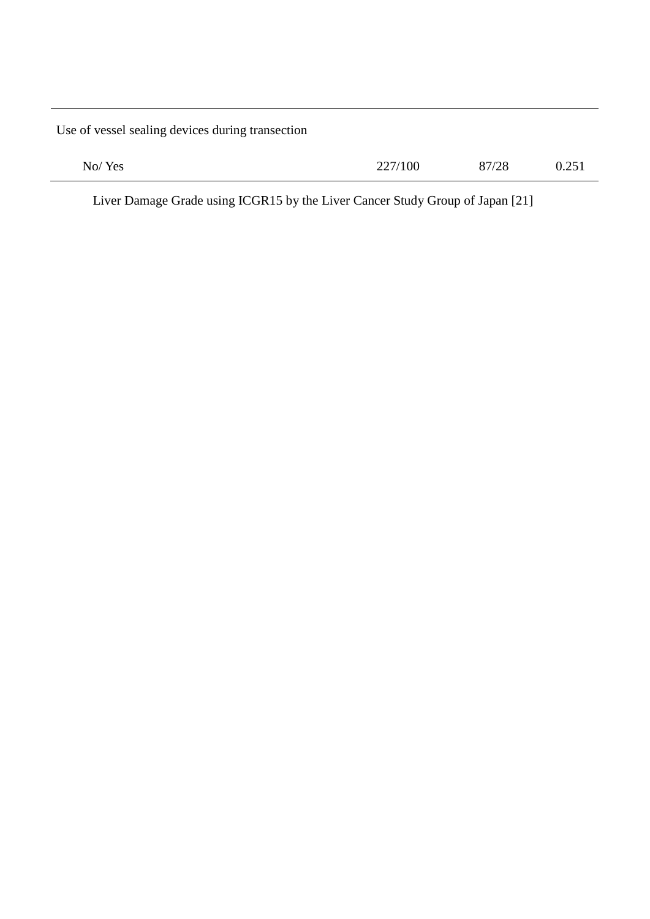| | | | |
|---|---|---|---|
| Use of vessel sealing devices during transection | | | |
| No/ Yes | 227/100 | 87/28 | 0.251 |

Liver Damage Grade using ICGR15 by the Liver Cancer Study Group of Japan [21]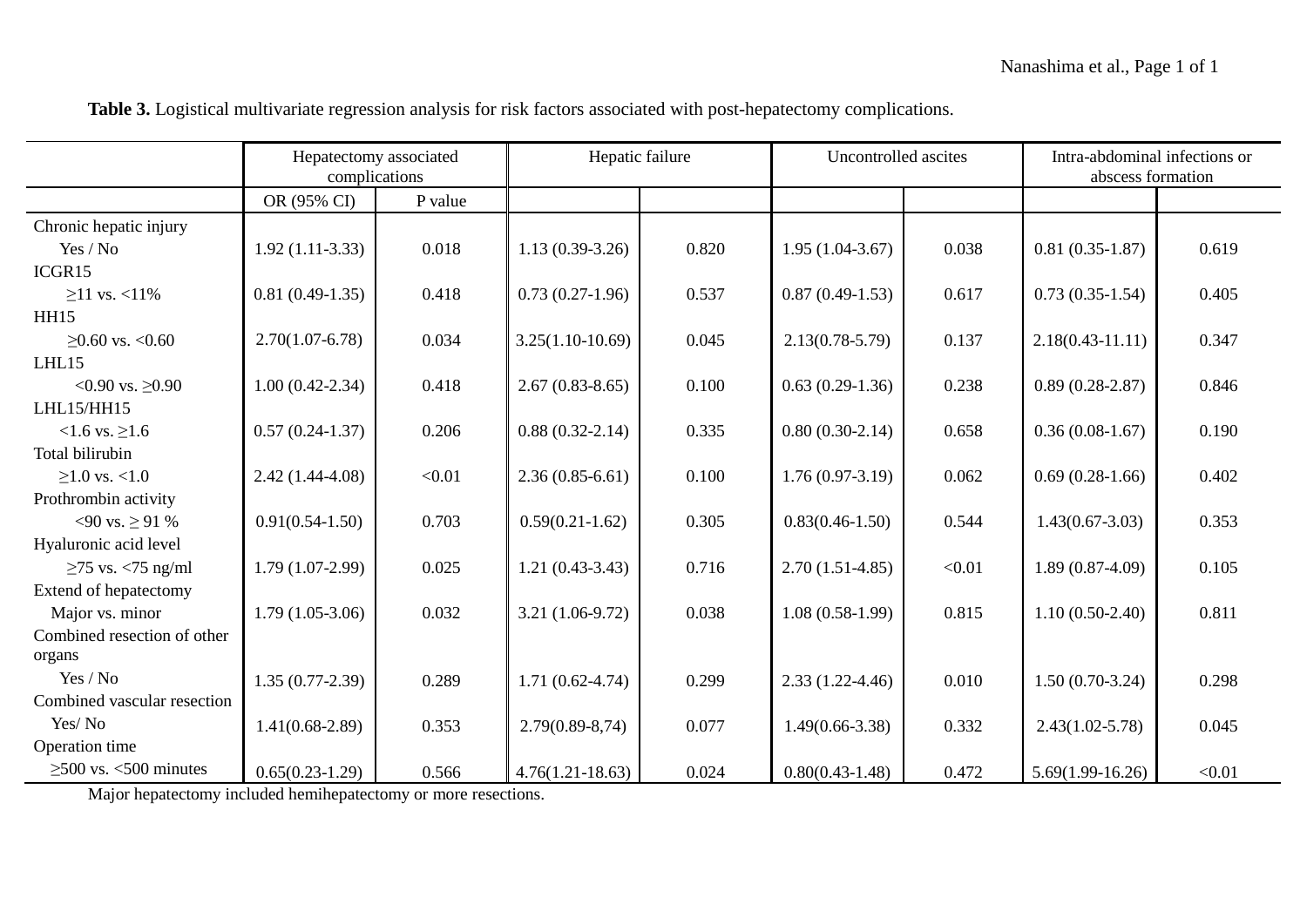**Table 3.** Logistical multivariate regression analysis for risk factors associated with post-hepatectomy complications.

| | Hepatectomy associated complications | | Hepatic failure | | Uncontrolled ascites | | Intra-abdominal infections or abscess formation | |
|---|---|---|---|---|---|---|---|---|
| | OR (95% CI) | P value | | | | | | |
| Chronic hepatic injury | | | | | | | | |
| Yes / No | 1.92 (1.11-3.33) | 0.018 | 1.13 (0.39-3.26) | 0.820 | 1.95 (1.04-3.67) | 0.038 | 0.81 (0.35-1.87) | 0.619 |
| ICGR15 | | | | | | | | |
| ≥11 vs. <11% | 0.81 (0.49-1.35) | 0.418 | 0.73 (0.27-1.96) | 0.537 | 0.87 (0.49-1.53) | 0.617 | 0.73 (0.35-1.54) | 0.405 |
| HH15 | | | | | | | | |
| ≥0.60 vs. <0.60 | 2.70(1.07-6.78) | 0.034 | 3.25(1.10-10.69) | 0.045 | 2.13(0.78-5.79) | 0.137 | 2.18(0.43-11.11) | 0.347 |
| LHL15 | | | | | | | | |
| <0.90 vs. ≥0.90 | 1.00 (0.42-2.34) | 0.418 | 2.67 (0.83-8.65) | 0.100 | 0.63 (0.29-1.36) | 0.238 | 0.89 (0.28-2.87) | 0.846 |
| LHL15/HH15 | | | | | | | | |
| <1.6 vs. ≥1.6 | 0.57 (0.24-1.37) | 0.206 | 0.88 (0.32-2.14) | 0.335 | 0.80 (0.30-2.14) | 0.658 | 0.36 (0.08-1.67) | 0.190 |
| Total bilirubin | | | | | | | | |
| ≥1.0 vs. <1.0 | 2.42 (1.44-4.08) | <0.01 | 2.36 (0.85-6.61) | 0.100 | 1.76 (0.97-3.19) | 0.062 | 0.69 (0.28-1.66) | 0.402 |
| Prothrombin activity | | | | | | | | |
| <90 vs. ≥ 91 % | 0.91(0.54-1.50) | 0.703 | 0.59(0.21-1.62) | 0.305 | 0.83(0.46-1.50) | 0.544 | 1.43(0.67-3.03) | 0.353 |
| Hyaluronic acid level | | | | | | | | |
| ≥75 vs. <75 ng/ml | 1.79 (1.07-2.99) | 0.025 | 1.21 (0.43-3.43) | 0.716 | 2.70 (1.51-4.85) | <0.01 | 1.89 (0.87-4.09) | 0.105 |
| Extend of hepatectomy | | | | | | | | |
| Major vs. minor | 1.79 (1.05-3.06) | 0.032 | 3.21 (1.06-9.72) | 0.038 | 1.08 (0.58-1.99) | 0.815 | 1.10 (0.50-2.40) | 0.811 |
| Combined resection of other organs | | | | | | | | |
| Yes / No | 1.35 (0.77-2.39) | 0.289 | 1.71 (0.62-4.74) | 0.299 | 2.33 (1.22-4.46) | 0.010 | 1.50 (0.70-3.24) | 0.298 |
| Combined vascular resection | | | | | | | | |
| Yes/ No | 1.41(0.68-2.89) | 0.353 | 2.79(0.89-8,74) | 0.077 | 1.49(0.66-3.38) | 0.332 | 2.43(1.02-5.78) | 0.045 |
| Operation time | | | | | | | | |
| ≥500 vs. <500 minutes | 0.65(0.23-1.29) | 0.566 | 4.76(1.21-18.63) | 0.024 | 0.80(0.43-1.48) | 0.472 | 5.69(1.99-16.26) | <0.01 |

Major hepatectomy included hemihepatectomy or more resections.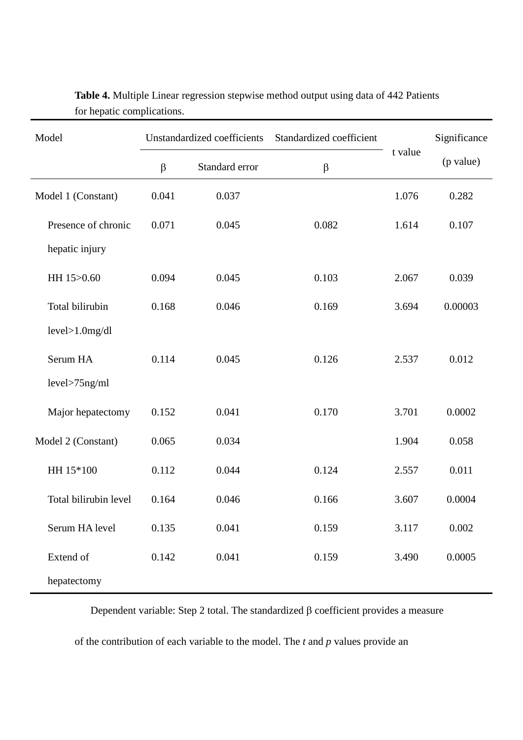**Table 4.** Multiple Linear regression stepwise method output using data of 442 Patients for hepatic complications.

| Model | Unstandardized coefficients | | Standardized coefficient | t value | Significance |
|---|---|---|---|---|---|
| | β | Standard error | β | | (p value) |
| Model 1 (Constant) | 0.041 | 0.037 | | 1.076 | 0.282 |
| Presence of chronic hepatic injury | 0.071 | 0.045 | 0.082 | 1.614 | 0.107 |
| HH 15>0.60 | 0.094 | 0.045 | 0.103 | 2.067 | 0.039 |
| Total bilirubin level>1.0mg/dl | 0.168 | 0.046 | 0.169 | 3.694 | 0.00003 |
| Serum HA level>75ng/ml | 0.114 | 0.045 | 0.126 | 2.537 | 0.012 |
| Major hepatectomy | 0.152 | 0.041 | 0.170 | 3.701 | 0.0002 |
| Model 2 (Constant) | 0.065 | 0.034 | | 1.904 | 0.058 |
| HH 15*100 | 0.112 | 0.044 | 0.124 | 2.557 | 0.011 |
| Total bilirubin level | 0.164 | 0.046 | 0.166 | 3.607 | 0.0004 |
| Serum HA level | 0.135 | 0.041 | 0.159 | 3.117 | 0.002 |
| Extend of hepatectomy | 0.142 | 0.041 | 0.159 | 3.490 | 0.0005 |

Dependent variable: Step 2 total. The standardized β coefficient provides a measure of the contribution of each variable to the model. The *t* and *p* values provide an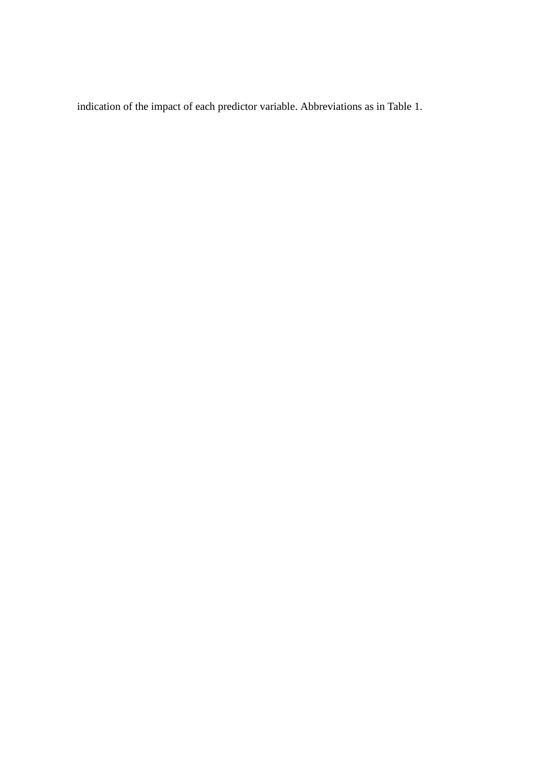indication of the impact of each predictor variable. Abbreviations as in Table 1.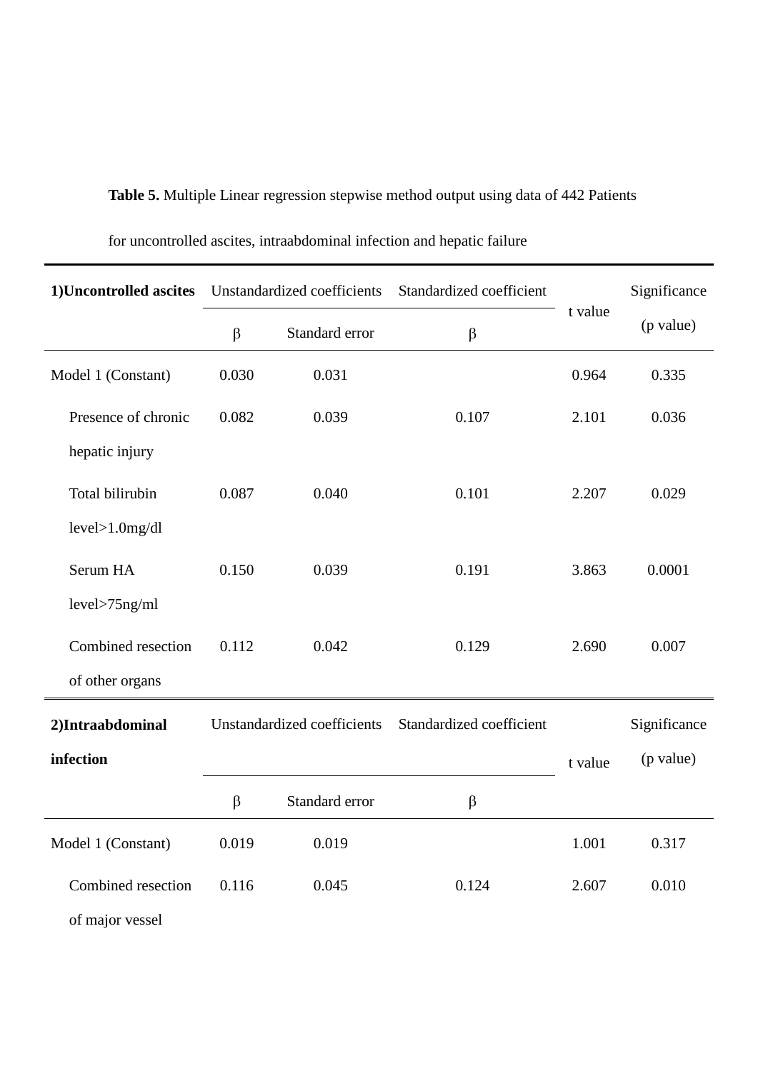**Table 5.** Multiple Linear regression stepwise method output using data of 442 Patients for uncontrolled ascites, intraabdominal infection and hepatic failure

| **1)Uncontrolled ascites** | Unstandardized coefficients | | Standardized coefficient | t value | Significance (p value) |
|---|---|---|---|---|---|
| | β | Standard error | β | | |
| Model 1 (Constant) | 0.030 | 0.031 | | 0.964 | 0.335 |
| Presence of chronic hepatic injury | 0.082 | 0.039 | 0.107 | 2.101 | 0.036 |
| Total bilirubin level>1.0mg/dl | 0.087 | 0.040 | 0.101 | 2.207 | 0.029 |
| Serum HA level>75ng/ml | 0.150 | 0.039 | 0.191 | 3.863 | 0.0001 |
| Combined resection of other organs | 0.112 | 0.042 | 0.129 | 2.690 | 0.007 |

| **2)Intraabdominal infection** | Unstandardized coefficients | | Standardized coefficient | t value | Significance (p value) |
|---|---|---|---|---|---|
| | β | Standard error | β | | |
| Model 1 (Constant) | 0.019 | 0.019 | | 1.001 | 0.317 |
| Combined resection of major vessel | 0.116 | 0.045 | 0.124 | 2.607 | 0.010 |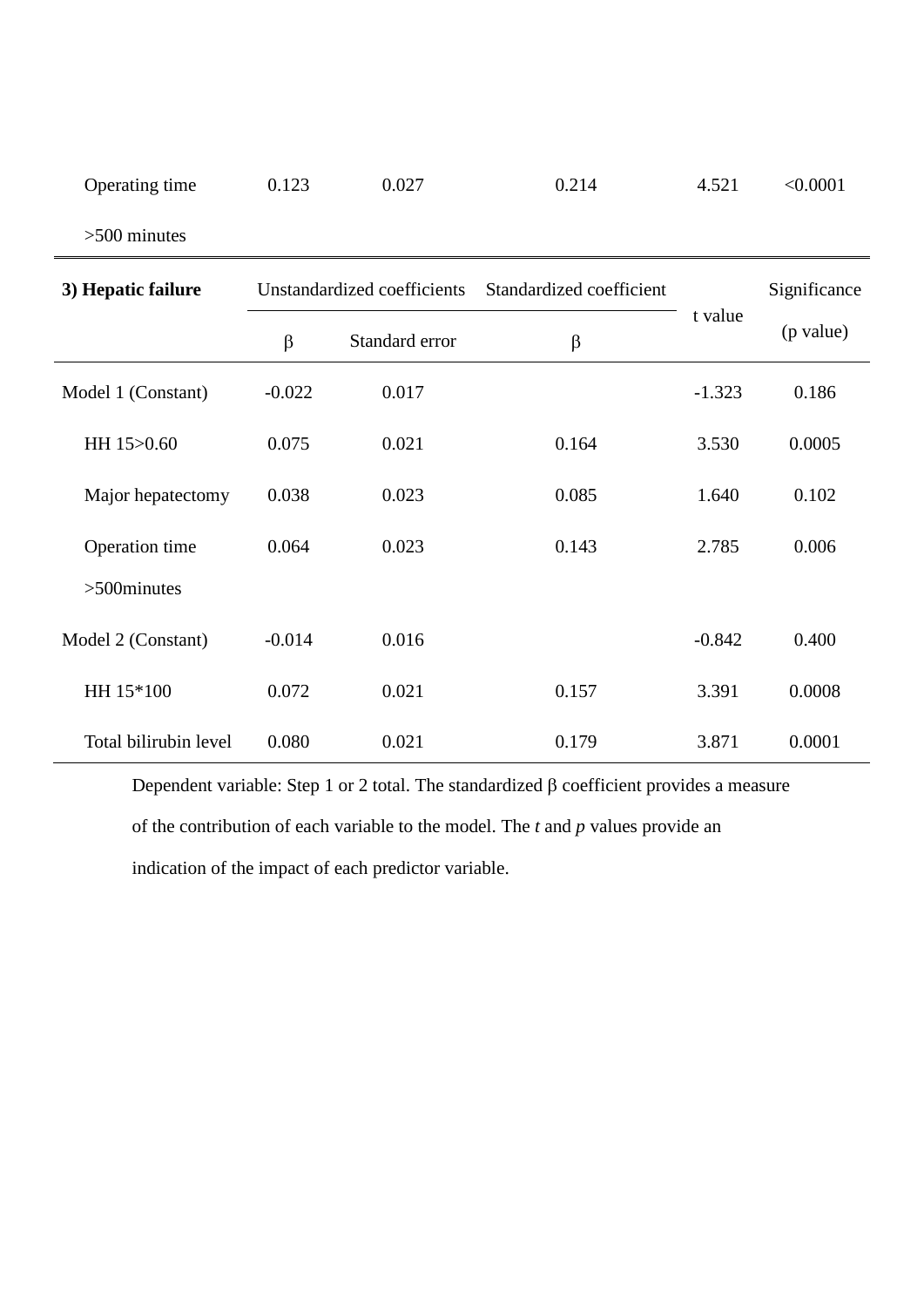| | | | | | |
|---|---|---|---|---|---|
| Operating time >500 minutes | 0.123 | 0.027 | 0.214 | 4.521 | <0.0001 |

| **3) Hepatic failure** | Unstandardized coefficients | | Standardized coefficient | t value | Significance (p value) |
|---|---|---|---|---|---|
| | β | Standard error | β | | |
| Model 1 (Constant) | -0.022 | 0.017 | | -1.323 | 0.186 |
| HH 15>0.60 | 0.075 | 0.021 | 0.164 | 3.530 | 0.0005 |
| Major hepatectomy | 0.038 | 0.023 | 0.085 | 1.640 | 0.102 |
| Operation time >500minutes | 0.064 | 0.023 | 0.143 | 2.785 | 0.006 |
| Model 2 (Constant) | -0.014 | 0.016 | | -0.842 | 0.400 |
| HH 15*100 | 0.072 | 0.021 | 0.157 | 3.391 | 0.0008 |
| Total bilirubin level | 0.080 | 0.021 | 0.179 | 3.871 | 0.0001 |

Dependent variable: Step 1 or 2 total. The standardized β coefficient provides a measure of the contribution of each variable to the model. The *t* and *p* values provide an indication of the impact of each predictor variable.